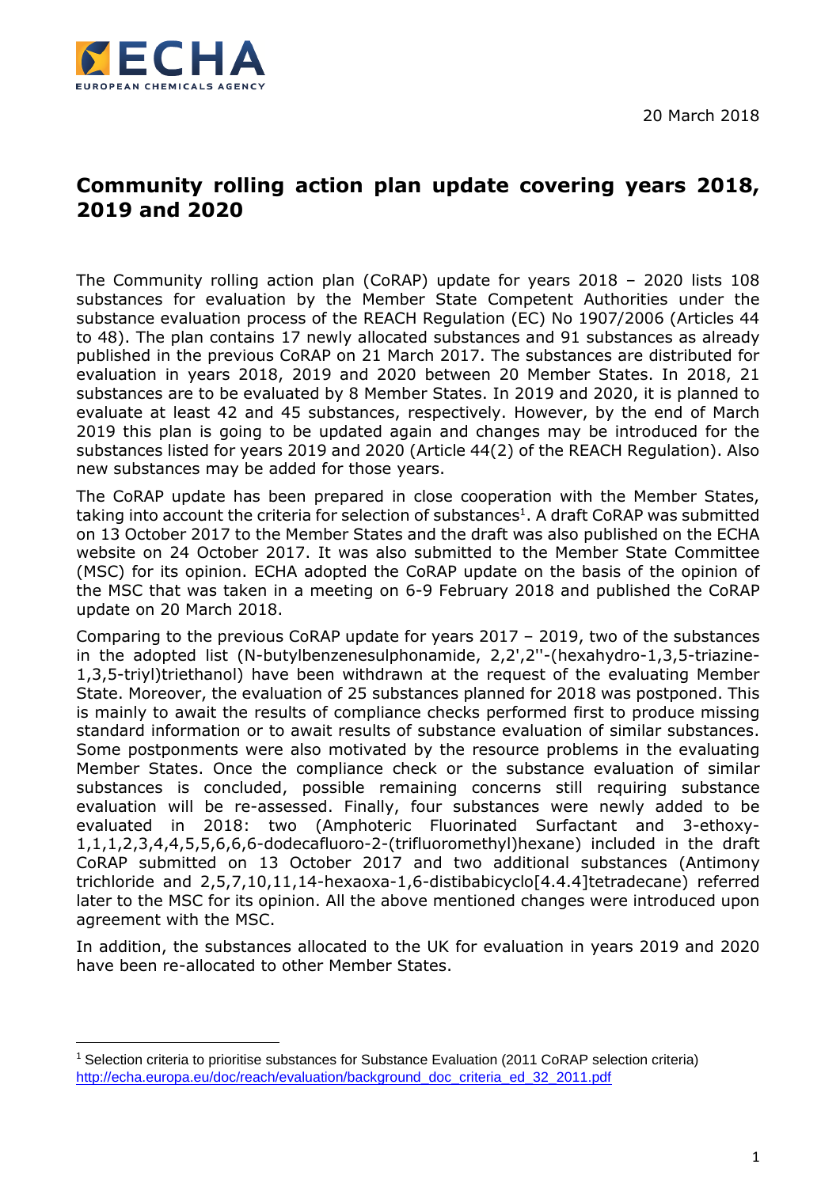20 March 2018

# Community rolling action plan update covering years 2018, 2019 and 2020

The Community rolling action plan (CoRAP) update for years 2018 – 2020 lists 108 substances for evaluation by the Member State Competent Authorities under the substance evaluation process of the REACH Regulation (EC) No 1907/2006 (Articles 44 to 48). The plan contains 17 newly allocated substances and 91 substances as already published in the previous CoRAP on 21 March 2017. The substances are distributed for evaluation in years 2018, 2019 and 2020 between 20 Member States. In 2018, 21 substances are to be evaluated by 8 Member States. In 2019 and 2020, it is planned to evaluate at least 42 and 45 substances, respectively. However, by the end of March 2019 this plan is going to be updated again and changes may be introduced for the substances listed for years 2019 and 2020 (Article 44(2) of the REACH Regulation). Also new substances may be added for those years.

The CoRAP update has been prepared in close cooperation with the Member States, taking into account the criteria for selection of substances[1]. A draft CoRAP was submitted on 13 October 2017 to the Member States and the draft was also published on the ECHA website on 24 October 2017. It was also submitted to the Member State Committee (MSC) for its opinion. ECHA adopted the CoRAP update on the basis of the opinion of the MSC that was taken in a meeting on 6-9 February 2018 and published the CoRAP update on 20 March 2018.

Comparing to the previous CoRAP update for years 2017 – 2019, two of the substances in the adopted list (N-butylbenzenesulphonamide, 2,2',2''-(hexahydro-1,3,5-triazine-1,3,5-triyl)triethanol) have been withdrawn at the request of the evaluating Member State. Moreover, the evaluation of 25 substances planned for 2018 was postponed. This is mainly to await the results of compliance checks performed first to produce missing standard information or to await results of substance evaluation of similar substances. Some postponments were also motivated by the resource problems in the evaluating Member States. Once the compliance check or the substance evaluation of similar substances is concluded, possible remaining concerns still requiring substance evaluation will be re-assessed. Finally, four substances were newly added to be evaluated in 2018: two (Amphoteric Fluorinated Surfactant and 3-ethoxy-1,1,1,2,3,4,4,5,5,6,6,6-dodecafluoro-2-(trifluoromethyl)hexane) included in the draft CoRAP submitted on 13 October 2017 and two additional substances (Antimony trichloride and 2,5,7,10,11,14-hexaoxa-1,6-distibabicyclo[4.4.4]tetradecane) referred later to the MSC for its opinion. All the above mentioned changes were introduced upon agreement with the MSC.

In addition, the substances allocated to the UK for evaluation in years 2019 and 2020 have been re-allocated to other Member States.

---

[1] Selection criteria to prioritise substances for Substance Evaluation (2011 CoRAP selection criteria) http://echa.europa.eu/doc/reach/evaluation/background_doc_criteria_ed_32_2011.pdf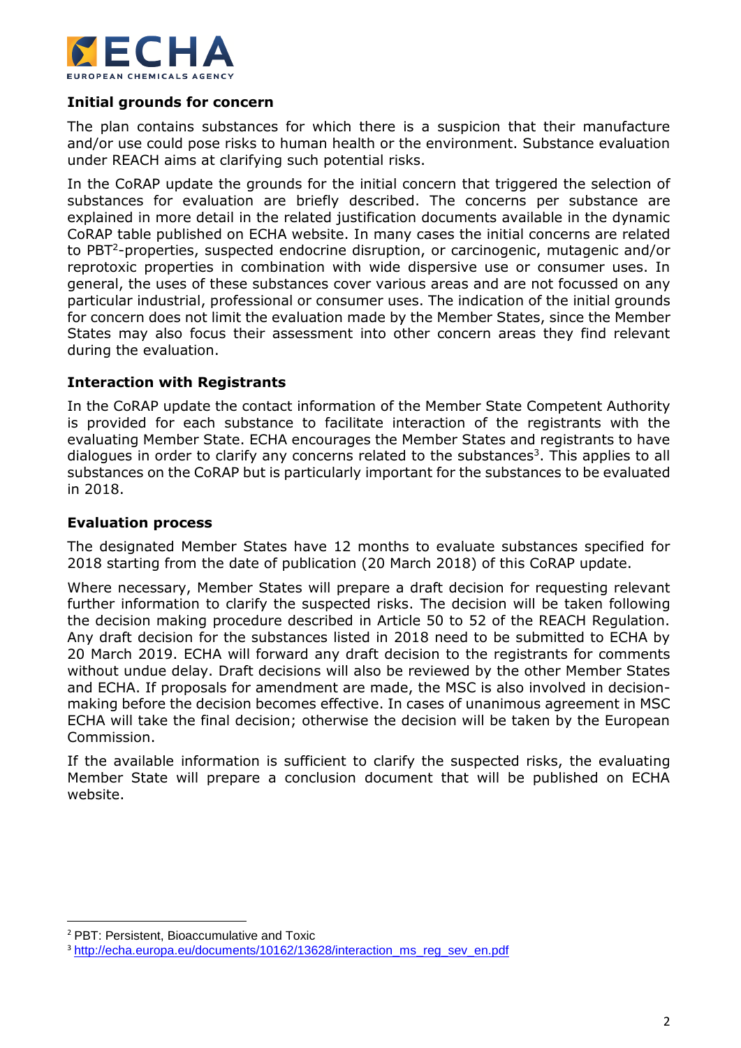## Initial grounds for concern

The plan contains substances for which there is a suspicion that their manufacture and/or use could pose risks to human health or the environment. Substance evaluation under REACH aims at clarifying such potential risks.

In the CoRAP update the grounds for the initial concern that triggered the selection of substances for evaluation are briefly described. The concerns per substance are explained in more detail in the related justification documents available in the dynamic CoRAP table published on ECHA website. In many cases the initial concerns are related to PBT[2]-properties, suspected endocrine disruption, or carcinogenic, mutagenic and/or reprotoxic properties in combination with wide dispersive use or consumer uses. In general, the uses of these substances cover various areas and are not focussed on any particular industrial, professional or consumer uses. The indication of the initial grounds for concern does not limit the evaluation made by the Member States, since the Member States may also focus their assessment into other concern areas they find relevant during the evaluation.

## Interaction with Registrants

In the CoRAP update the contact information of the Member State Competent Authority is provided for each substance to facilitate interaction of the registrants with the evaluating Member State. ECHA encourages the Member States and registrants to have dialogues in order to clarify any concerns related to the substances[3]. This applies to all substances on the CoRAP but is particularly important for the substances to be evaluated in 2018.

## Evaluation process

The designated Member States have 12 months to evaluate substances specified for 2018 starting from the date of publication (20 March 2018) of this CoRAP update.

Where necessary, Member States will prepare a draft decision for requesting relevant further information to clarify the suspected risks. The decision will be taken following the decision making procedure described in Article 50 to 52 of the REACH Regulation. Any draft decision for the substances listed in 2018 need to be submitted to ECHA by 20 March 2019. ECHA will forward any draft decision to the registrants for comments without undue delay. Draft decisions will also be reviewed by the other Member States and ECHA. If proposals for amendment are made, the MSC is also involved in decision-making before the decision becomes effective. In cases of unanimous agreement in MSC ECHA will take the final decision; otherwise the decision will be taken by the European Commission.

If the available information is sufficient to clarify the suspected risks, the evaluating Member State will prepare a conclusion document that will be published on ECHA website.

---

[2] PBT: Persistent, Bioaccumulative and Toxic

[3] http://echa.europa.eu/documents/10162/13628/interaction_ms_reg_sev_en.pdf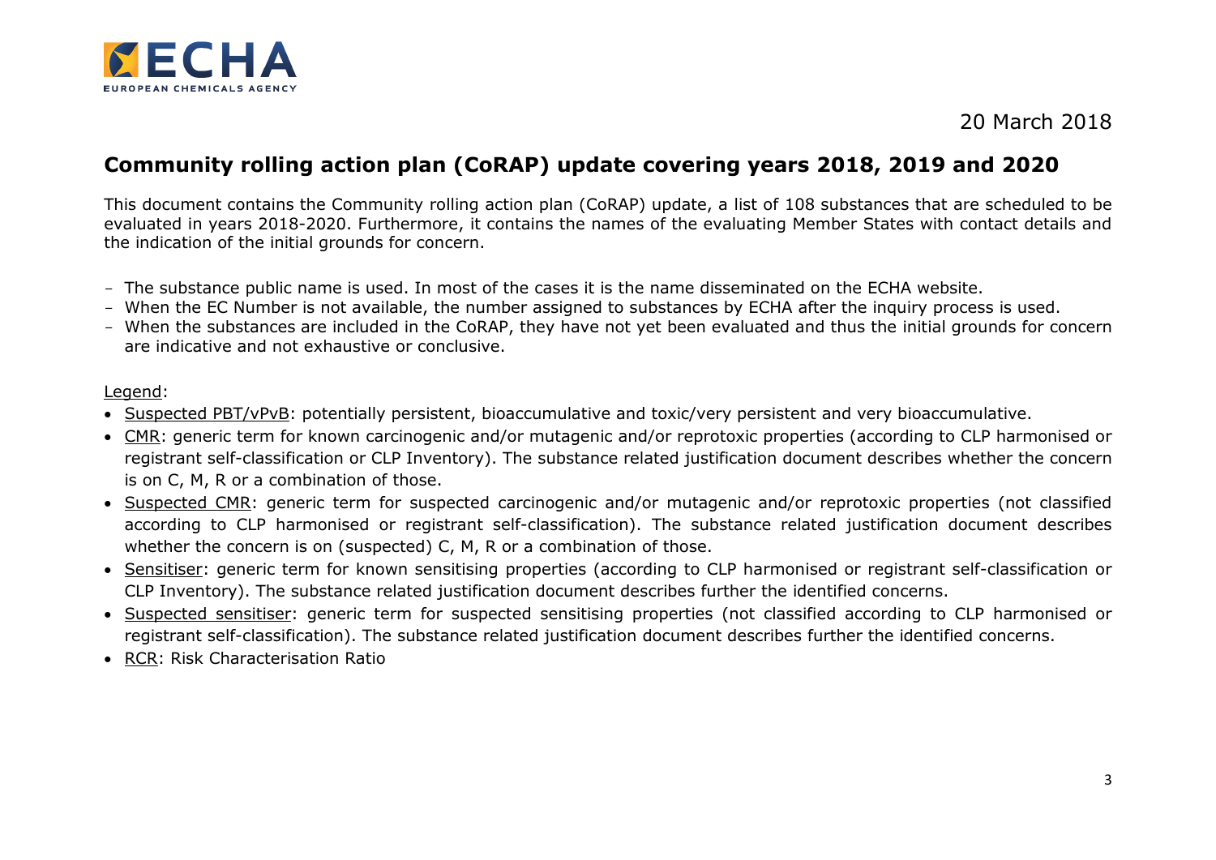20 March 2018

# Community rolling action plan (CoRAP) update covering years 2018, 2019 and 2020

This document contains the Community rolling action plan (CoRAP) update, a list of 108 substances that are scheduled to be evaluated in years 2018-2020. Furthermore, it contains the names of the evaluating Member States with contact details and the indication of the initial grounds for concern.

- The substance public name is used. In most of the cases it is the name disseminated on the ECHA website.
- When the EC Number is not available, the number assigned to substances by ECHA after the inquiry process is used.
- When the substances are included in the CoRAP, they have not yet been evaluated and thus the initial grounds for concern are indicative and not exhaustive or conclusive.

Legend:

- Suspected PBT/vPvB: potentially persistent, bioaccumulative and toxic/very persistent and very bioaccumulative.
- CMR: generic term for known carcinogenic and/or mutagenic and/or reprotoxic properties (according to CLP harmonised or registrant self-classification or CLP Inventory). The substance related justification document describes whether the concern is on C, M, R or a combination of those.
- Suspected CMR: generic term for suspected carcinogenic and/or mutagenic and/or reprotoxic properties (not classified according to CLP harmonised or registrant self-classification). The substance related justification document describes whether the concern is on (suspected) C, M, R or a combination of those.
- Sensitiser: generic term for known sensitising properties (according to CLP harmonised or registrant self-classification or CLP Inventory). The substance related justification document describes further the identified concerns.
- Suspected sensitiser: generic term for suspected sensitising properties (not classified according to CLP harmonised or registrant self-classification). The substance related justification document describes further the identified concerns.
- RCR: Risk Characterisation Ratio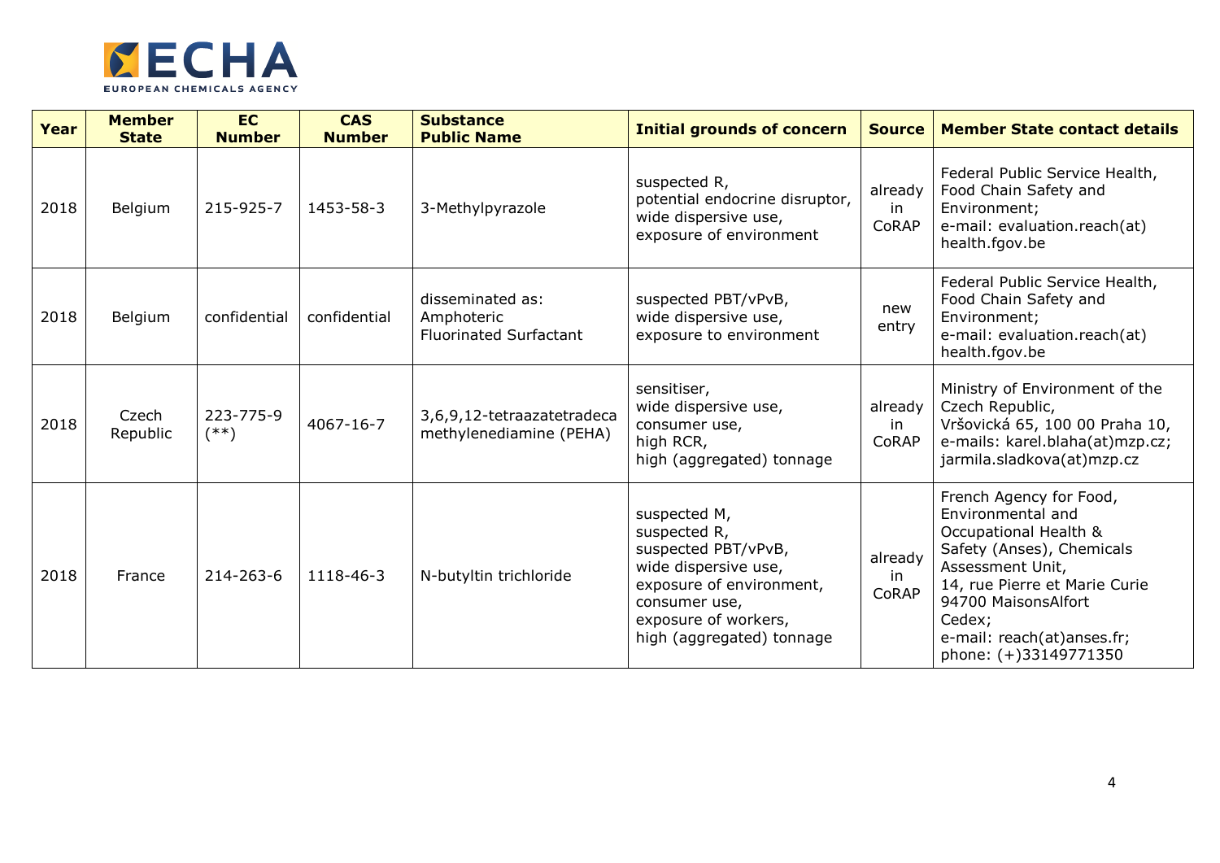| Year | Member State | EC Number | CAS Number | Substance Public Name | Initial grounds of concern | Source | Member State contact details |
|---|---|---|---|---|---|---|---|
| 2018 | Belgium | 215-925-7 | 1453-58-3 | 3-Methylpyrazole | suspected R, potential endocrine disruptor, wide dispersive use, exposure of environment | already in CoRAP | Federal Public Service Health, Food Chain Safety and Environment; e-mail: evaluation.reach(at) health.fgov.be |
| 2018 | Belgium | confidential | confidential | disseminated as: Amphoteric Fluorinated Surfactant | suspected PBT/vPvB, wide dispersive use, exposure to environment | new entry | Federal Public Service Health, Food Chain Safety and Environment; e-mail: evaluation.reach(at) health.fgov.be |
| 2018 | Czech Republic | 223-775-9 (**) | 4067-16-7 | 3,6,9,12-tetraazatetradeca methylenediamine (PEHA) | sensitiser, wide dispersive use, consumer use, high RCR, high (aggregated) tonnage | already in CoRAP | Ministry of Environment of the Czech Republic, Vršovická 65, 100 00 Praha 10, e-mails: karel.blaha(at)mzp.cz; jarmila.sladkova(at)mzp.cz |
| 2018 | France | 214-263-6 | 1118-46-3 | N-butyltin trichloride | suspected M, suspected R, suspected PBT/vPvB, wide dispersive use, exposure of environment, consumer use, exposure of workers, high (aggregated) tonnage | already in CoRAP | French Agency for Food, Environmental and Occupational Health & Safety (Anses), Chemicals Assessment Unit, 14, rue Pierre et Marie Curie 94700 MaisonsAlfort Cedex; e-mail: reach(at)anses.fr; phone: (+)33149771350 |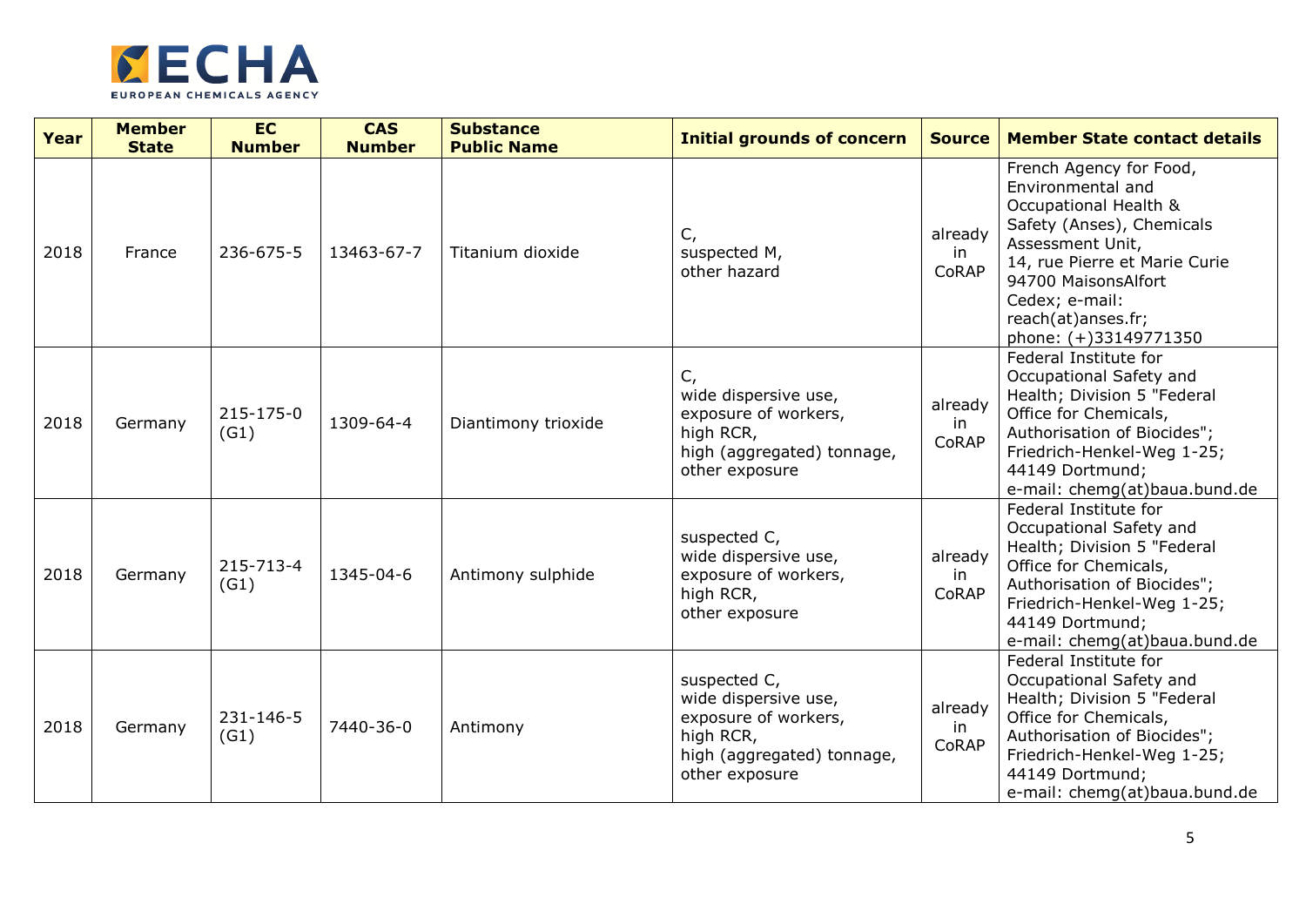| Year | Member State | EC Number | CAS Number | Substance Public Name | Initial grounds of concern | Source | Member State contact details |
|---|---|---|---|---|---|---|---|
| 2018 | France | 236-675-5 | 13463-67-7 | Titanium dioxide | C,<br>suspected M,<br>other hazard | already in CoRAP | French Agency for Food, Environmental and Occupational Health & Safety (Anses), Chemicals Assessment Unit,<br>14, rue Pierre et Marie Curie 94700 MaisonsAlfort Cedex; e-mail: reach(at)anses.fr;<br>phone: (+)33149771350 |
| 2018 | Germany | 215-175-0 (G1) | 1309-64-4 | Diantimony trioxide | C,<br>wide dispersive use,<br>exposure of workers,<br>high RCR,<br>high (aggregated) tonnage,<br>other exposure | already in CoRAP | Federal Institute for Occupational Safety and Health; Division 5 "Federal Office for Chemicals, Authorisation of Biocides";<br>Friedrich-Henkel-Weg 1-25;<br>44149 Dortmund;<br>e-mail: chemg(at)baua.bund.de |
| 2018 | Germany | 215-713-4 (G1) | 1345-04-6 | Antimony sulphide | suspected C,<br>wide dispersive use,<br>exposure of workers,<br>high RCR,<br>other exposure | already in CoRAP | Federal Institute for Occupational Safety and Health; Division 5 "Federal Office for Chemicals, Authorisation of Biocides";<br>Friedrich-Henkel-Weg 1-25;<br>44149 Dortmund;<br>e-mail: chemg(at)baua.bund.de |
| 2018 | Germany | 231-146-5 (G1) | 7440-36-0 | Antimony | suspected C,<br>wide dispersive use,<br>exposure of workers,<br>high RCR,<br>high (aggregated) tonnage,<br>other exposure | already in CoRAP | Federal Institute for Occupational Safety and Health; Division 5 "Federal Office for Chemicals, Authorisation of Biocides";<br>Friedrich-Henkel-Weg 1-25;<br>44149 Dortmund;<br>e-mail: chemg(at)baua.bund.de |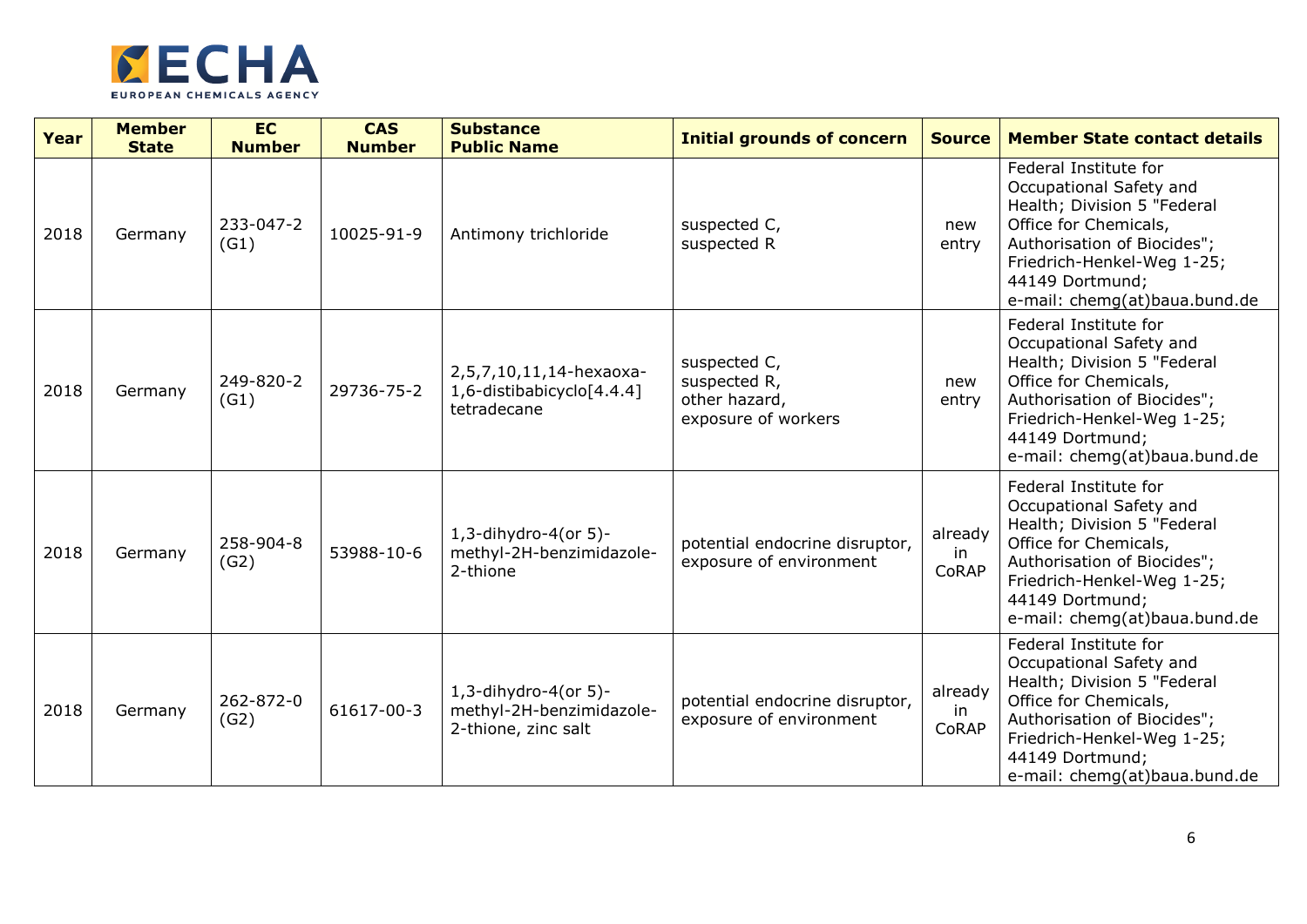| Year | Member State | EC Number | CAS Number | Substance Public Name | Initial grounds of concern | Source | Member State contact details |
|---|---|---|---|---|---|---|---|
| 2018 | Germany | 233-047-2 (G1) | 10025-91-9 | Antimony trichloride | suspected C, suspected R | new entry | Federal Institute for Occupational Safety and Health; Division 5 "Federal Office for Chemicals, Authorisation of Biocides"; Friedrich-Henkel-Weg 1-25; 44149 Dortmund; e-mail: chemg(at)baua.bund.de |
| 2018 | Germany | 249-820-2 (G1) | 29736-75-2 | 2,5,7,10,11,14-hexaoxa-1,6-distibabicyclo[4.4.4] tetradecane | suspected C, suspected R, other hazard, exposure of workers | new entry | Federal Institute for Occupational Safety and Health; Division 5 "Federal Office for Chemicals, Authorisation of Biocides"; Friedrich-Henkel-Weg 1-25; 44149 Dortmund; e-mail: chemg(at)baua.bund.de |
| 2018 | Germany | 258-904-8 (G2) | 53988-10-6 | 1,3-dihydro-4(or 5)-methyl-2H-benzimidazole-2-thione | potential endocrine disruptor, exposure of environment | already in CoRAP | Federal Institute for Occupational Safety and Health; Division 5 "Federal Office for Chemicals, Authorisation of Biocides"; Friedrich-Henkel-Weg 1-25; 44149 Dortmund; e-mail: chemg(at)baua.bund.de |
| 2018 | Germany | 262-872-0 (G2) | 61617-00-3 | 1,3-dihydro-4(or 5)-methyl-2H-benzimidazole-2-thione, zinc salt | potential endocrine disruptor, exposure of environment | already in CoRAP | Federal Institute for Occupational Safety and Health; Division 5 "Federal Office for Chemicals, Authorisation of Biocides"; Friedrich-Henkel-Weg 1-25; 44149 Dortmund; e-mail: chemg(at)baua.bund.de |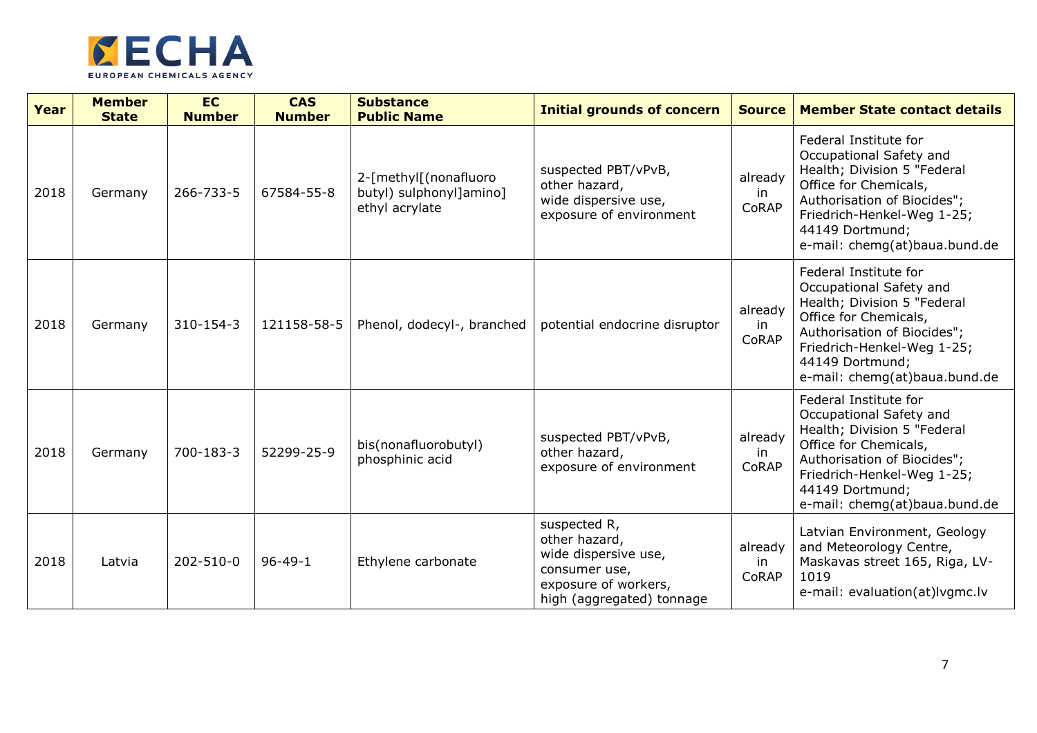| Year | Member State | EC Number | CAS Number | Substance Public Name | Initial grounds of concern | Source | Member State contact details |
|---|---|---|---|---|---|---|---|
| 2018 | Germany | 266-733-5 | 67584-55-8 | 2-[methyl[(nonafluoro butyl) sulphonyl]amino] ethyl acrylate | suspected PBT/vPvB,<br>other hazard,<br>wide dispersive use,<br>exposure of environment | already in CoRAP | Federal Institute for Occupational Safety and Health; Division 5 "Federal Office for Chemicals, Authorisation of Biocides"; Friedrich-Henkel-Weg 1-25; 44149 Dortmund;<br>e-mail: chemg(at)baua.bund.de |
| 2018 | Germany | 310-154-3 | 121158-58-5 | Phenol, dodecyl-, branched | potential endocrine disruptor | already in CoRAP | Federal Institute for Occupational Safety and Health; Division 5 "Federal Office for Chemicals, Authorisation of Biocides"; Friedrich-Henkel-Weg 1-25; 44149 Dortmund;<br>e-mail: chemg(at)baua.bund.de |
| 2018 | Germany | 700-183-3 | 52299-25-9 | bis(nonafluorobutyl) phosphinic acid | suspected PBT/vPvB,<br>other hazard,<br>exposure of environment | already in CoRAP | Federal Institute for Occupational Safety and Health; Division 5 "Federal Office for Chemicals, Authorisation of Biocides"; Friedrich-Henkel-Weg 1-25; 44149 Dortmund;<br>e-mail: chemg(at)baua.bund.de |
| 2018 | Latvia | 202-510-0 | 96-49-1 | Ethylene carbonate | suspected R,<br>other hazard,<br>wide dispersive use,<br>consumer use,<br>exposure of workers,<br>high (aggregated) tonnage | already in CoRAP | Latvian Environment, Geology and Meteorology Centre, Maskavas street 165, Riga, LV-1019<br>e-mail: evaluation(at)lvgmc.lv |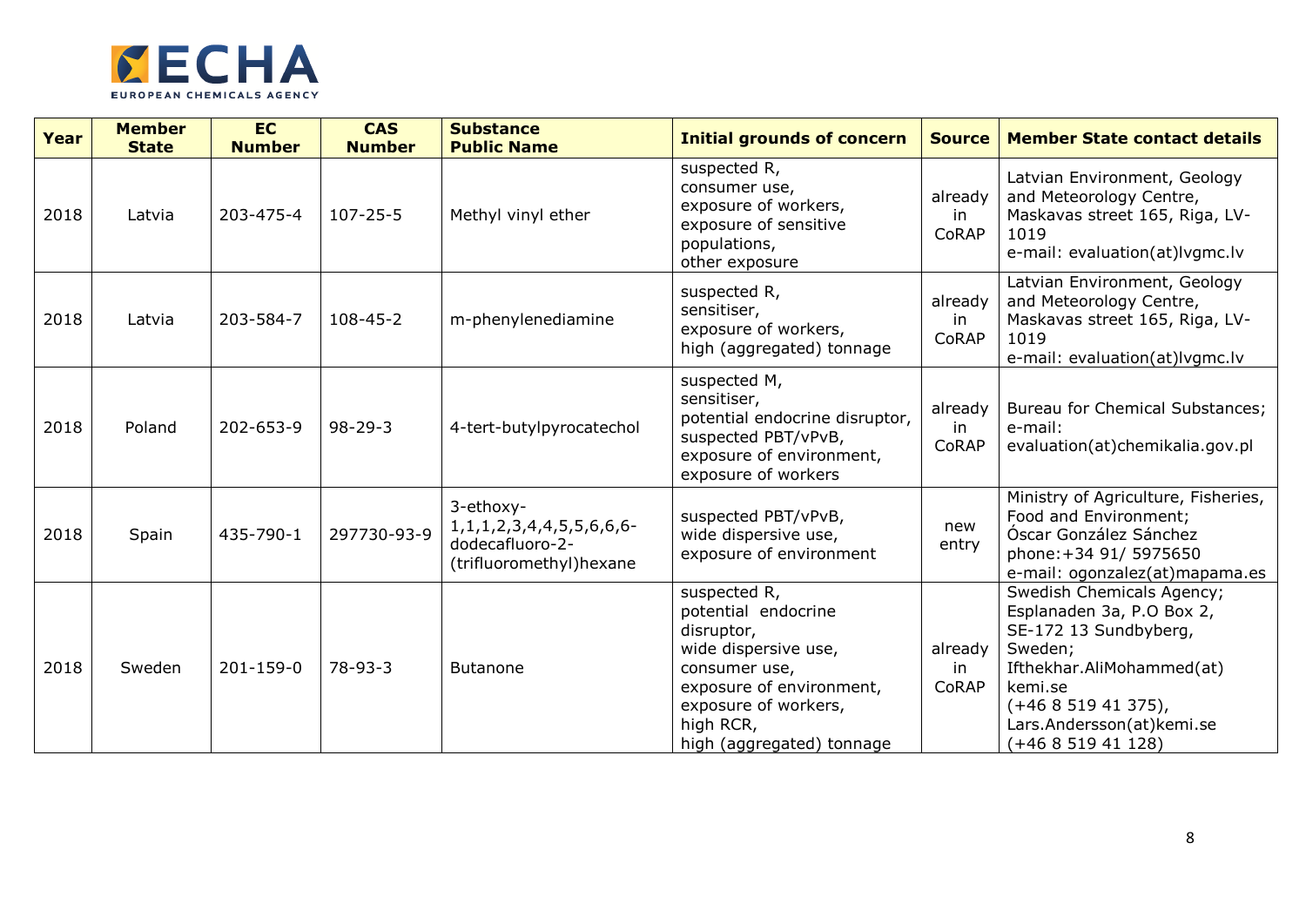| Year | Member State | EC Number | CAS Number | Substance Public Name | Initial grounds of concern | Source | Member State contact details |
|---|---|---|---|---|---|---|---|
| 2018 | Latvia | 203-475-4 | 107-25-5 | Methyl vinyl ether | suspected R, consumer use, exposure of workers, exposure of sensitive populations, other exposure | already in CoRAP | Latvian Environment, Geology and Meteorology Centre, Maskavas street 165, Riga, LV-1019 e-mail: evaluation(at)lvgmc.lv |
| 2018 | Latvia | 203-584-7 | 108-45-2 | m-phenylenediamine | suspected R, sensitiser, exposure of workers, high (aggregated) tonnage | already in CoRAP | Latvian Environment, Geology and Meteorology Centre, Maskavas street 165, Riga, LV-1019 e-mail: evaluation(at)lvgmc.lv |
| 2018 | Poland | 202-653-9 | 98-29-3 | 4-tert-butylpyrocatechol | suspected M, sensitiser, potential endocrine disruptor, suspected PBT/vPvB, exposure of environment, exposure of workers | already in CoRAP | Bureau for Chemical Substances; e-mail: evaluation(at)chemikalia.gov.pl |
| 2018 | Spain | 435-790-1 | 297730-93-9 | 3-ethoxy-1,1,1,2,3,4,4,5,5,6,6,6-dodecafluoro-2-(trifluoromethyl)hexane | suspected PBT/vPvB, wide dispersive use, exposure of environment | new entry | Ministry of Agriculture, Fisheries, Food and Environment; Óscar González Sánchez phone:+34 91/ 5975650 e-mail: ogonzalez(at)mapama.es |
| 2018 | Sweden | 201-159-0 | 78-93-3 | Butanone | suspected R, potential endocrine disruptor, wide dispersive use, consumer use, exposure of environment, exposure of workers, high RCR, high (aggregated) tonnage | already in CoRAP | Swedish Chemicals Agency; Esplanaden 3a, P.O Box 2, SE-172 13 Sundbyberg, Sweden; Ifthekhar.AliMohammed(at) kemi.se (+46 8 519 41 375), Lars.Andersson(at)kemi.se (+46 8 519 41 128) |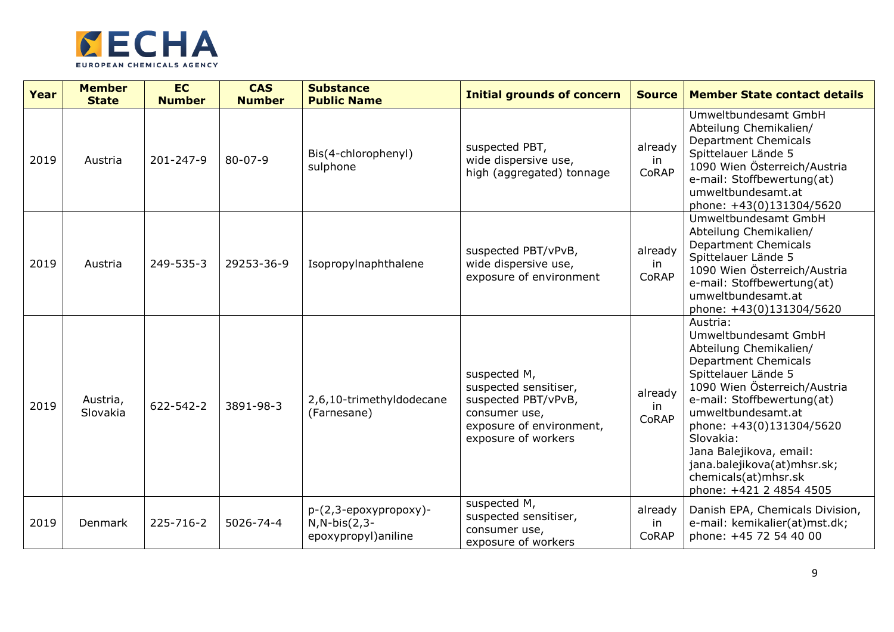| Year | Member State | EC Number | CAS Number | Substance Public Name | Initial grounds of concern | Source | Member State contact details |
|---|---|---|---|---|---|---|---|
| 2019 | Austria | 201-247-9 | 80-07-9 | Bis(4-chlorophenyl) sulphone | suspected PBT, wide dispersive use, high (aggregated) tonnage | already in CoRAP | Umweltbundesamt GmbH Abteilung Chemikalien/ Department Chemicals Spittelauer Lände 5 1090 Wien Österreich/Austria e-mail: Stoffbewertung(at) umweltbundesamt.at phone: +43(0)131304/5620 |
| 2019 | Austria | 249-535-3 | 29253-36-9 | Isopropylnaphthalene | suspected PBT/vPvB, wide dispersive use, exposure of environment | already in CoRAP | Umweltbundesamt GmbH Abteilung Chemikalien/ Department Chemicals Spittelauer Lände 5 1090 Wien Österreich/Austria e-mail: Stoffbewertung(at) umweltbundesamt.at phone: +43(0)131304/5620 |
| 2019 | Austria, Slovakia | 622-542-2 | 3891-98-3 | 2,6,10-trimethyldodecane (Farnesane) | suspected M, suspected sensitiser, suspected PBT/vPvB, consumer use, exposure of environment, exposure of workers | already in CoRAP | Austria: Umweltbundesamt GmbH Abteilung Chemikalien/ Department Chemicals Spittelauer Lände 5 1090 Wien Österreich/Austria e-mail: Stoffbewertung(at) umweltbundesamt.at phone: +43(0)131304/5620 Slovakia: Jana Balejikova, email: jana.balejikova(at)mhsr.sk; chemicals(at)mhsr.sk phone: +421 2 4854 4505 |
| 2019 | Denmark | 225-716-2 | 5026-74-4 | p-(2,3-epoxypropoxy)-N,N-bis(2,3-epoxypropyl)aniline | suspected M, suspected sensitiser, consumer use, exposure of workers | already in CoRAP | Danish EPA, Chemicals Division, e-mail: kemikalier(at)mst.dk; phone: +45 72 54 40 00 |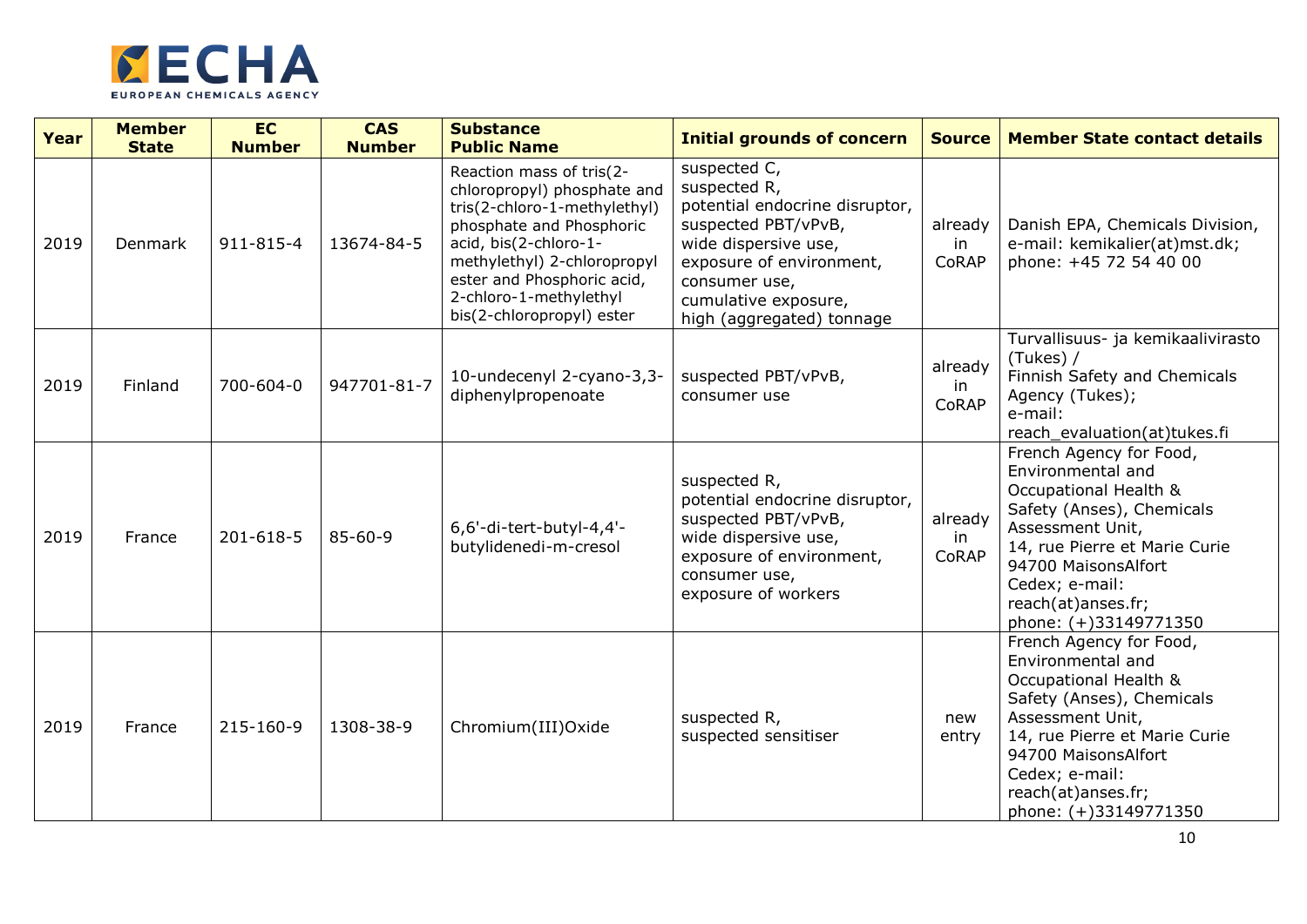| Year | Member State | EC Number | CAS Number | Substance Public Name | Initial grounds of concern | Source | Member State contact details |
|---|---|---|---|---|---|---|---|
| 2019 | Denmark | 911-815-4 | 13674-84-5 | Reaction mass of tris(2-chloropropyl) phosphate and tris(2-chloro-1-methylethyl) phosphate and Phosphoric acid, bis(2-chloro-1-methylethyl) 2-chloropropyl ester and Phosphoric acid, 2-chloro-1-methylethyl bis(2-chloropropyl) ester | suspected C, suspected R, potential endocrine disruptor, suspected PBT/vPvB, wide dispersive use, exposure of environment, consumer use, cumulative exposure, high (aggregated) tonnage | already in CoRAP | Danish EPA, Chemicals Division, e-mail: kemikalier(at)mst.dk; phone: +45 72 54 40 00 |
| 2019 | Finland | 700-604-0 | 947701-81-7 | 10-undecenyl 2-cyano-3,3-diphenylpropenoate | suspected PBT/vPvB, consumer use | already in CoRAP | Turvallisuus- ja kemikaalivirasto (Tukes) / Finnish Safety and Chemicals Agency (Tukes); e-mail: reach_evaluation(at)tukes.fi |
| 2019 | France | 201-618-5 | 85-60-9 | 6,6'-di-tert-butyl-4,4'-butylidenedi-m-cresol | suspected R, potential endocrine disruptor, suspected PBT/vPvB, wide dispersive use, exposure of environment, consumer use, exposure of workers | already in CoRAP | French Agency for Food, Environmental and Occupational Health & Safety (Anses), Chemicals Assessment Unit, 14, rue Pierre et Marie Curie 94700 MaisonsAlfort Cedex; e-mail: reach(at)anses.fr; phone: (+)33149771350 |
| 2019 | France | 215-160-9 | 1308-38-9 | Chromium(III)Oxide | suspected R, suspected sensitiser | new entry | French Agency for Food, Environmental and Occupational Health & Safety (Anses), Chemicals Assessment Unit, 14, rue Pierre et Marie Curie 94700 MaisonsAlfort Cedex; e-mail: reach(at)anses.fr; phone: (+)33149771350 |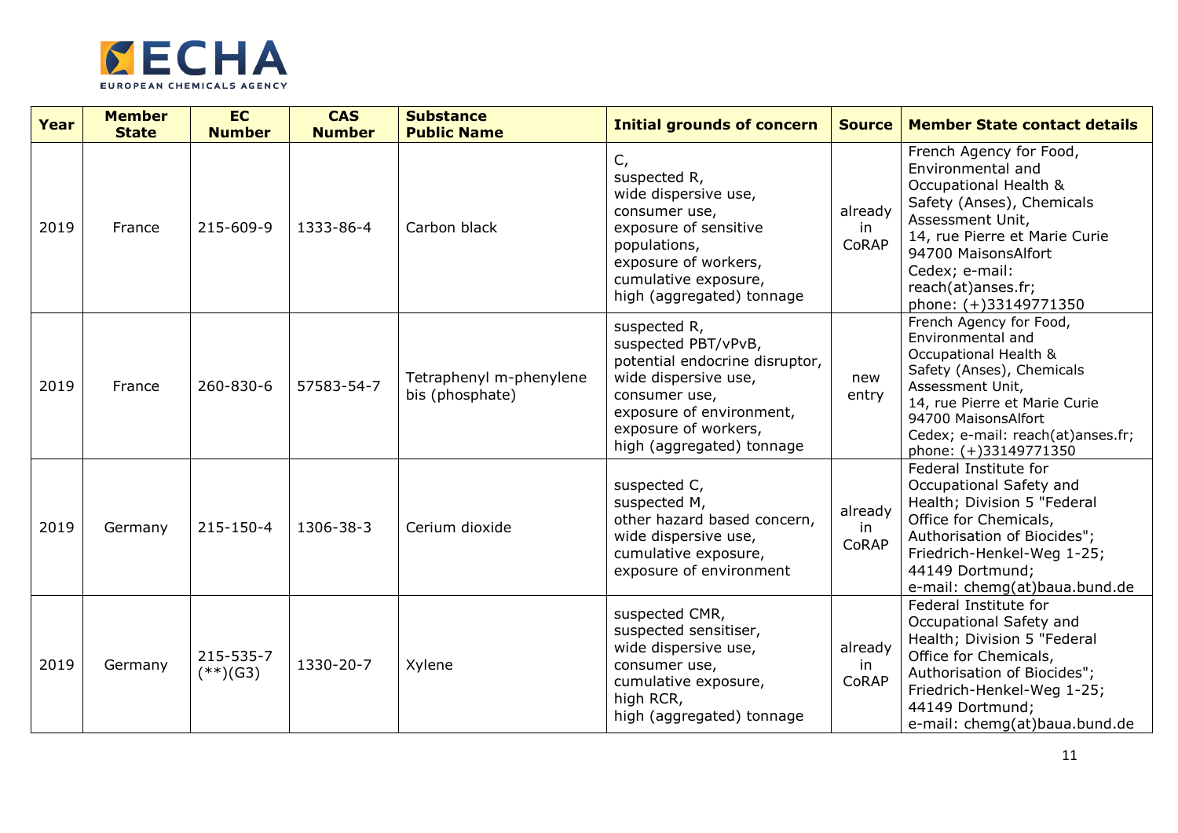| Year | Member State | EC Number | CAS Number | Substance Public Name | Initial grounds of concern | Source | Member State contact details |
|---|---|---|---|---|---|---|---|
| 2019 | France | 215-609-9 | 1333-86-4 | Carbon black | C, suspected R, wide dispersive use, consumer use, exposure of sensitive populations, exposure of workers, cumulative exposure, high (aggregated) tonnage | already in CoRAP | French Agency for Food, Environmental and Occupational Health & Safety (Anses), Chemicals Assessment Unit, 14, rue Pierre et Marie Curie 94700 MaisonsAlfort Cedex; e-mail: reach(at)anses.fr; phone: (+)33149771350 |
| 2019 | France | 260-830-6 | 57583-54-7 | Tetraphenyl m-phenylene bis (phosphate) | suspected R, suspected PBT/vPvB, potential endocrine disruptor, wide dispersive use, consumer use, exposure of environment, exposure of workers, high (aggregated) tonnage | new entry | French Agency for Food, Environmental and Occupational Health & Safety (Anses), Chemicals Assessment Unit, 14, rue Pierre et Marie Curie 94700 MaisonsAlfort Cedex; e-mail: reach(at)anses.fr; phone: (+)33149771350 |
| 2019 | Germany | 215-150-4 | 1306-38-3 | Cerium dioxide | suspected C, suspected M, other hazard based concern, wide dispersive use, cumulative exposure, exposure of environment | already in CoRAP | Federal Institute for Occupational Safety and Health; Division 5 "Federal Office for Chemicals, Authorisation of Biocides"; Friedrich-Henkel-Weg 1-25; 44149 Dortmund; e-mail: chemg(at)baua.bund.de |
| 2019 | Germany | 215-535-7 (**)(G3) | 1330-20-7 | Xylene | suspected CMR, suspected sensitiser, wide dispersive use, consumer use, cumulative exposure, high RCR, high (aggregated) tonnage | already in CoRAP | Federal Institute for Occupational Safety and Health; Division 5 "Federal Office for Chemicals, Authorisation of Biocides"; Friedrich-Henkel-Weg 1-25; 44149 Dortmund; e-mail: chemg(at)baua.bund.de |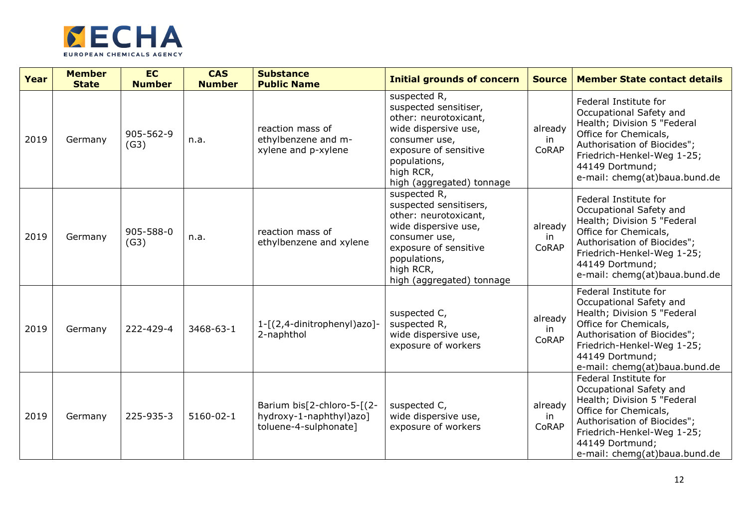| Year | Member State | EC Number | CAS Number | Substance Public Name | Initial grounds of concern | Source | Member State contact details |
|---|---|---|---|---|---|---|---|
| 2019 | Germany | 905-562-9 (G3) | n.a. | reaction mass of ethylbenzene and m-xylene and p-xylene | suspected R, suspected sensitiser, other: neurotoxicant, wide dispersive use, consumer use, exposure of sensitive populations, high RCR, high (aggregated) tonnage | already in CoRAP | Federal Institute for Occupational Safety and Health; Division 5 "Federal Office for Chemicals, Authorisation of Biocides"; Friedrich-Henkel-Weg 1-25; 44149 Dortmund; e-mail: chemg(at)baua.bund.de |
| 2019 | Germany | 905-588-0 (G3) | n.a. | reaction mass of ethylbenzene and xylene | suspected R, suspected sensitisers, other: neurotoxicant, wide dispersive use, consumer use, exposure of sensitive populations, high RCR, high (aggregated) tonnage | already in CoRAP | Federal Institute for Occupational Safety and Health; Division 5 "Federal Office for Chemicals, Authorisation of Biocides"; Friedrich-Henkel-Weg 1-25; 44149 Dortmund; e-mail: chemg(at)baua.bund.de |
| 2019 | Germany | 222-429-4 | 3468-63-1 | 1-[(2,4-dinitrophenyl)azo]-2-naphthol | suspected C, suspected R, wide dispersive use, exposure of workers | already in CoRAP | Federal Institute for Occupational Safety and Health; Division 5 "Federal Office for Chemicals, Authorisation of Biocides"; Friedrich-Henkel-Weg 1-25; 44149 Dortmund; e-mail: chemg(at)baua.bund.de |
| 2019 | Germany | 225-935-3 | 5160-02-1 | Barium bis[2-chloro-5-[(2-hydroxy-1-naphthyl)azo] toluene-4-sulphonate] | suspected C, wide dispersive use, exposure of workers | already in CoRAP | Federal Institute for Occupational Safety and Health; Division 5 "Federal Office for Chemicals, Authorisation of Biocides"; Friedrich-Henkel-Weg 1-25; 44149 Dortmund; e-mail: chemg(at)baua.bund.de |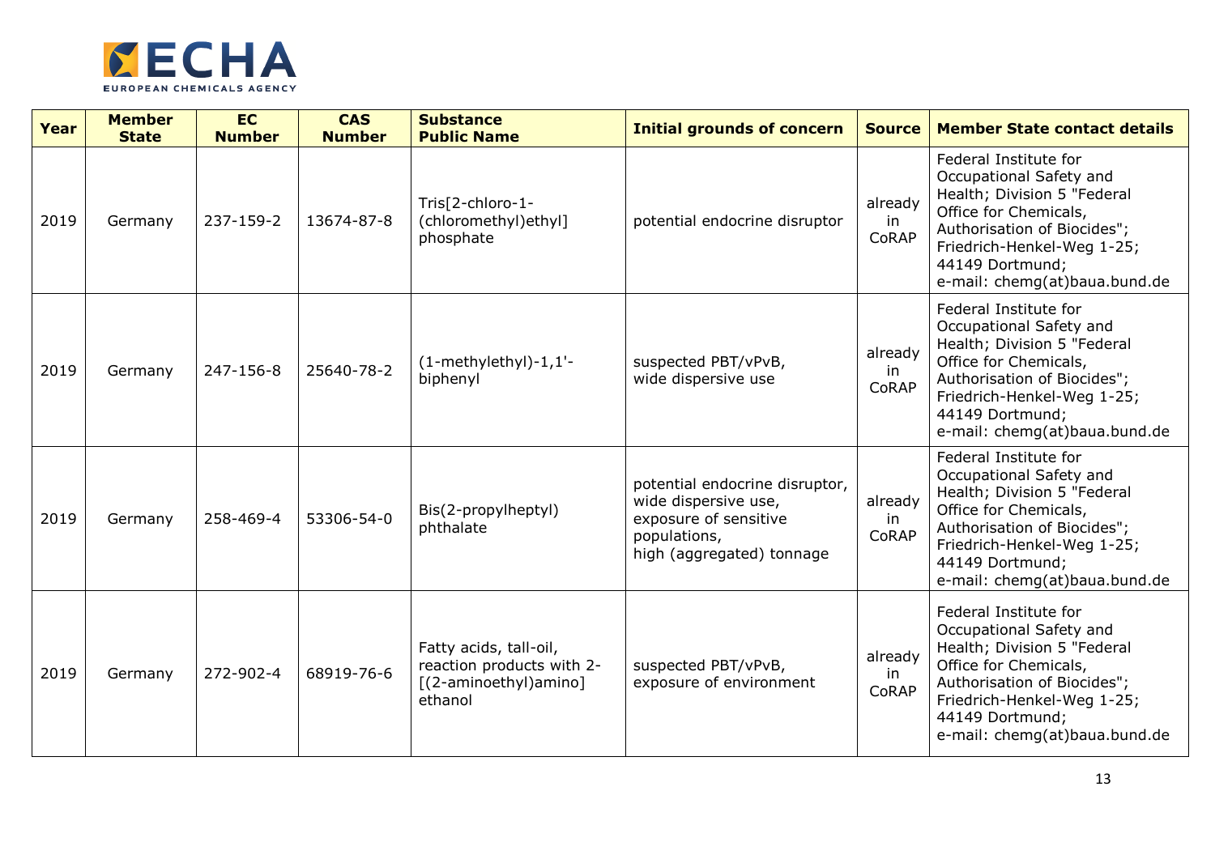| Year | Member State | EC Number | CAS Number | Substance Public Name | Initial grounds of concern | Source | Member State contact details |
|---|---|---|---|---|---|---|---|
| 2019 | Germany | 237-159-2 | 13674-87-8 | Tris[2-chloro-1-(chloromethyl)ethyl] phosphate | potential endocrine disruptor | already in CoRAP | Federal Institute for Occupational Safety and Health; Division 5 "Federal Office for Chemicals, Authorisation of Biocides"; Friedrich-Henkel-Weg 1-25; 44149 Dortmund; e-mail: chemg(at)baua.bund.de |
| 2019 | Germany | 247-156-8 | 25640-78-2 | (1-methylethyl)-1,1'-biphenyl | suspected PBT/vPvB, wide dispersive use | already in CoRAP | Federal Institute for Occupational Safety and Health; Division 5 "Federal Office for Chemicals, Authorisation of Biocides"; Friedrich-Henkel-Weg 1-25; 44149 Dortmund; e-mail: chemg(at)baua.bund.de |
| 2019 | Germany | 258-469-4 | 53306-54-0 | Bis(2-propylheptyl) phthalate | potential endocrine disruptor, wide dispersive use, exposure of sensitive populations, high (aggregated) tonnage | already in CoRAP | Federal Institute for Occupational Safety and Health; Division 5 "Federal Office for Chemicals, Authorisation of Biocides"; Friedrich-Henkel-Weg 1-25; 44149 Dortmund; e-mail: chemg(at)baua.bund.de |
| 2019 | Germany | 272-902-4 | 68919-76-6 | Fatty acids, tall-oil, reaction products with 2-[(2-aminoethyl)amino] ethanol | suspected PBT/vPvB, exposure of environment | already in CoRAP | Federal Institute for Occupational Safety and Health; Division 5 "Federal Office for Chemicals, Authorisation of Biocides"; Friedrich-Henkel-Weg 1-25; 44149 Dortmund; e-mail: chemg(at)baua.bund.de |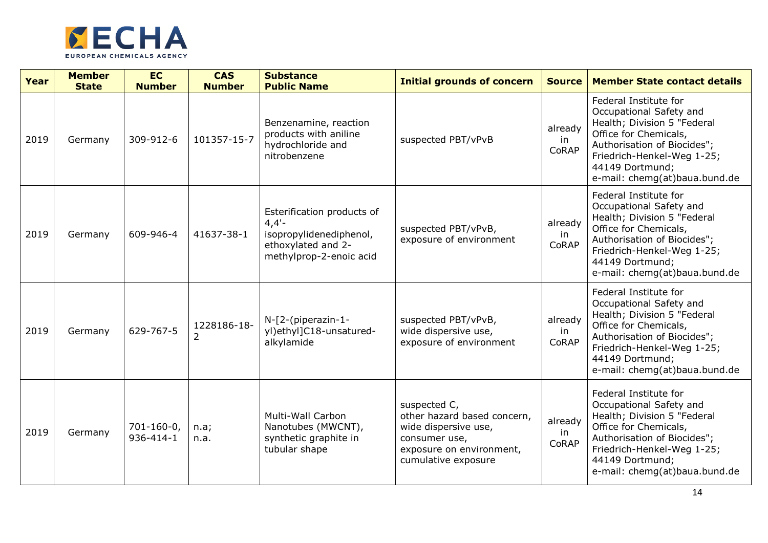| Year | Member State | EC Number | CAS Number | Substance Public Name | Initial grounds of concern | Source | Member State contact details |
|---|---|---|---|---|---|---|---|
| 2019 | Germany | 309-912-6 | 101357-15-7 | Benzenamine, reaction products with aniline hydrochloride and nitrobenzene | suspected PBT/vPvB | already in CoRAP | Federal Institute for Occupational Safety and Health; Division 5 "Federal Office for Chemicals, Authorisation of Biocides"; Friedrich-Henkel-Weg 1-25; 44149 Dortmund; e-mail: chemg(at)baua.bund.de |
| 2019 | Germany | 609-946-4 | 41637-38-1 | Esterification products of 4,4'-isopropylidenediphenol, ethoxylated and 2-methylprop-2-enoic acid | suspected PBT/vPvB, exposure of environment | already in CoRAP | Federal Institute for Occupational Safety and Health; Division 5 "Federal Office for Chemicals, Authorisation of Biocides"; Friedrich-Henkel-Weg 1-25; 44149 Dortmund; e-mail: chemg(at)baua.bund.de |
| 2019 | Germany | 629-767-5 | 1228186-18-2 | N-[2-(piperazin-1-yl)ethyl]C18-unsatured-alkylamide | suspected PBT/vPvB, wide dispersive use, exposure of environment | already in CoRAP | Federal Institute for Occupational Safety and Health; Division 5 "Federal Office for Chemicals, Authorisation of Biocides"; Friedrich-Henkel-Weg 1-25; 44149 Dortmund; e-mail: chemg(at)baua.bund.de |
| 2019 | Germany | 701-160-0, 936-414-1 | n.a; n.a. | Multi-Wall Carbon Nanotubes (MWCNT), synthetic graphite in tubular shape | suspected C, other hazard based concern, wide dispersive use, consumer use, exposure on environment, cumulative exposure | already in CoRAP | Federal Institute for Occupational Safety and Health; Division 5 "Federal Office for Chemicals, Authorisation of Biocides"; Friedrich-Henkel-Weg 1-25; 44149 Dortmund; e-mail: chemg(at)baua.bund.de |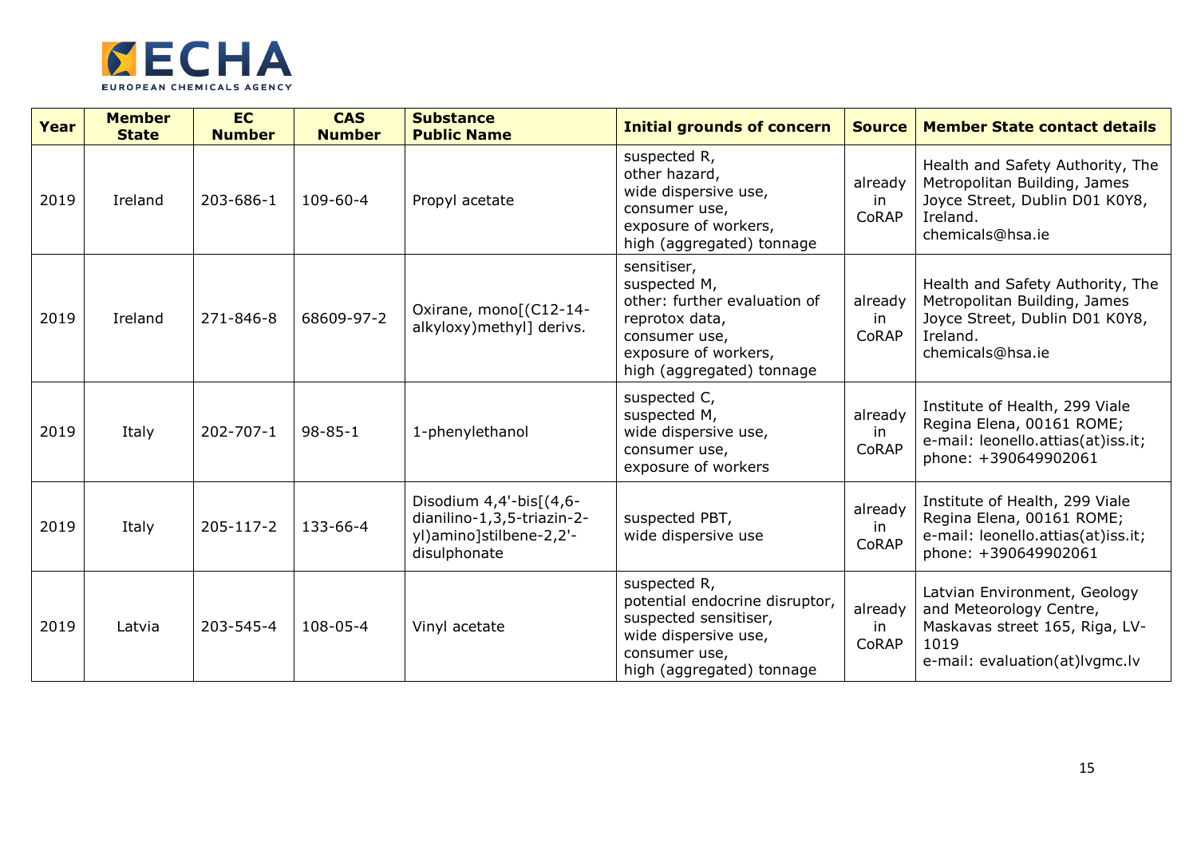| Year | Member State | EC Number | CAS Number | Substance Public Name | Initial grounds of concern | Source | Member State contact details |
|---|---|---|---|---|---|---|---|
| 2019 | Ireland | 203-686-1 | 109-60-4 | Propyl acetate | suspected R,<br>other hazard,<br>wide dispersive use,<br>consumer use,<br>exposure of workers,<br>high (aggregated) tonnage | already in CoRAP | Health and Safety Authority, The Metropolitan Building, James Joyce Street, Dublin D01 K0Y8, Ireland.<br>chemicals@hsa.ie |
| 2019 | Ireland | 271-846-8 | 68609-97-2 | Oxirane, mono[(C12-14-alkyloxy)methyl] derivs. | sensitiser,<br>suspected M,<br>other: further evaluation of reprotox data,<br>consumer use,<br>exposure of workers,<br>high (aggregated) tonnage | already in CoRAP | Health and Safety Authority, The Metropolitan Building, James Joyce Street, Dublin D01 K0Y8, Ireland.<br>chemicals@hsa.ie |
| 2019 | Italy | 202-707-1 | 98-85-1 | 1-phenylethanol | suspected C,<br>suspected M,<br>wide dispersive use,<br>consumer use,<br>exposure of workers | already in CoRAP | Institute of Health, 299 Viale Regina Elena, 00161 ROME;<br>e-mail: leonello.attias(at)iss.it;<br>phone: +390649902061 |
| 2019 | Italy | 205-117-2 | 133-66-4 | Disodium 4,4'-bis[(4,6-dianilino-1,3,5-triazin-2-yl)amino]stilbene-2,2'-disulphonate | suspected PBT,<br>wide dispersive use | already in CoRAP | Institute of Health, 299 Viale Regina Elena, 00161 ROME;<br>e-mail: leonello.attias(at)iss.it;<br>phone: +390649902061 |
| 2019 | Latvia | 203-545-4 | 108-05-4 | Vinyl acetate | suspected R,<br>potential endocrine disruptor,<br>suspected sensitiser,<br>wide dispersive use,<br>consumer use,<br>high (aggregated) tonnage | already in CoRAP | Latvian Environment, Geology and Meteorology Centre, Maskavas street 165, Riga, LV-1019<br>e-mail: evaluation(at)lvgmc.lv |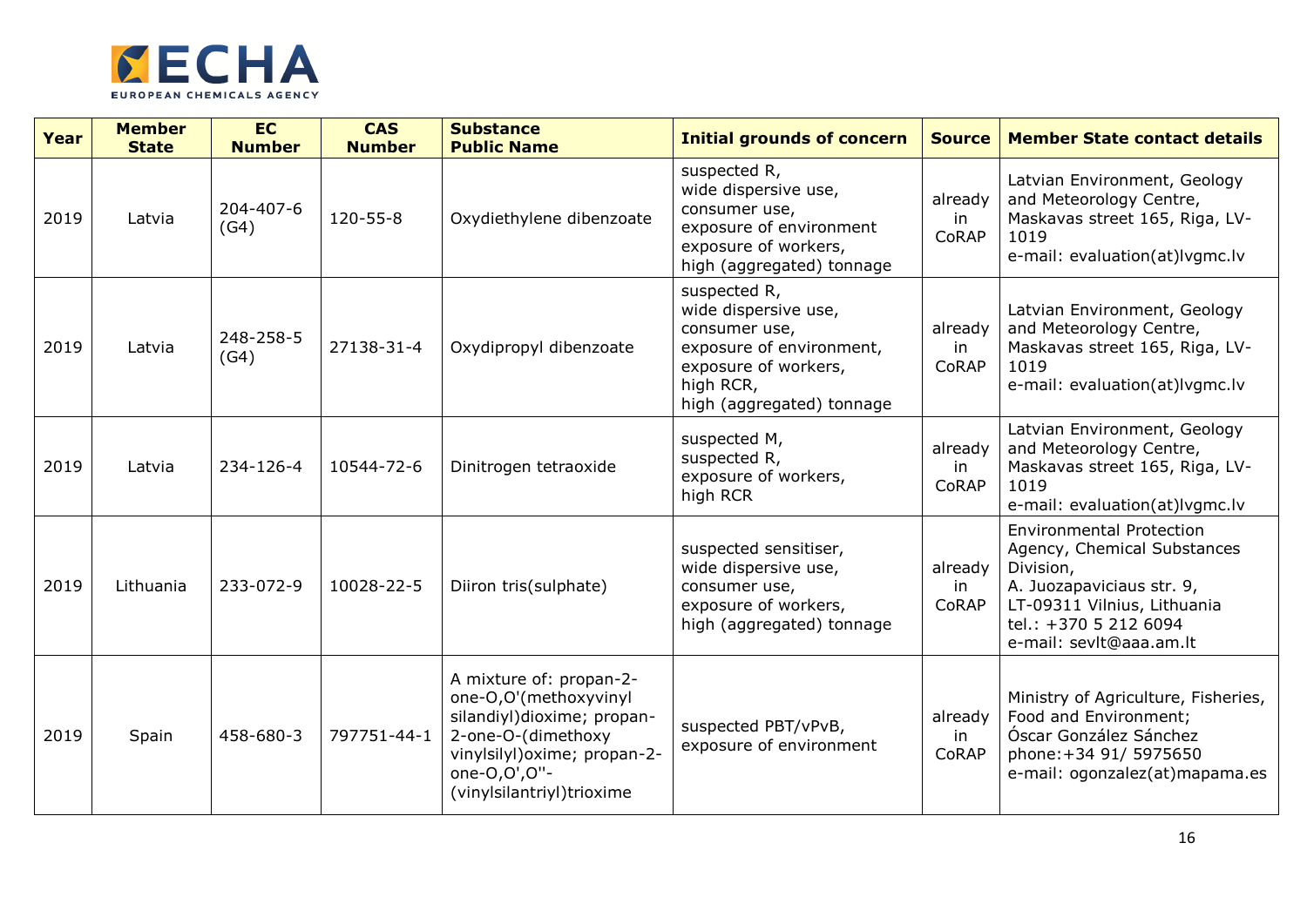| Year | Member State | EC Number | CAS Number | Substance Public Name | Initial grounds of concern | Source | Member State contact details |
|---|---|---|---|---|---|---|---|
| 2019 | Latvia | 204-407-6 (G4) | 120-55-8 | Oxydiethylene dibenzoate | suspected R, wide dispersive use, consumer use, exposure of environment exposure of workers, high (aggregated) tonnage | already in CoRAP | Latvian Environment, Geology and Meteorology Centre, Maskavas street 165, Riga, LV-1019 e-mail: evaluation(at)lvgmc.lv |
| 2019 | Latvia | 248-258-5 (G4) | 27138-31-4 | Oxydipropyl dibenzoate | suspected R, wide dispersive use, consumer use, exposure of environment, exposure of workers, high RCR, high (aggregated) tonnage | already in CoRAP | Latvian Environment, Geology and Meteorology Centre, Maskavas street 165, Riga, LV-1019 e-mail: evaluation(at)lvgmc.lv |
| 2019 | Latvia | 234-126-4 | 10544-72-6 | Dinitrogen tetraoxide | suspected M, suspected R, exposure of workers, high RCR | already in CoRAP | Latvian Environment, Geology and Meteorology Centre, Maskavas street 165, Riga, LV-1019 e-mail: evaluation(at)lvgmc.lv |
| 2019 | Lithuania | 233-072-9 | 10028-22-5 | Diiron tris(sulphate) | suspected sensitiser, wide dispersive use, consumer use, exposure of workers, high (aggregated) tonnage | already in CoRAP | Environmental Protection Agency, Chemical Substances Division, A. Juozapaviciaus str. 9, LT-09311 Vilnius, Lithuania tel.: +370 5 212 6094 e-mail: sevlt@aaa.am.lt |
| 2019 | Spain | 458-680-3 | 797751-44-1 | A mixture of: propan-2-one-O,O'(methoxyvinyl silandiyl)dioxime; propan-2-one-O-(dimethoxy vinylsilyl)oxime; propan-2-one-O,O',O''-(vinylsilantriyl)trioxime | suspected PBT/vPvB, exposure of environment | already in CoRAP | Ministry of Agriculture, Fisheries, Food and Environment; Óscar González Sánchez phone:+34 91/ 5975650 e-mail: ogonzalez(at)mapama.es |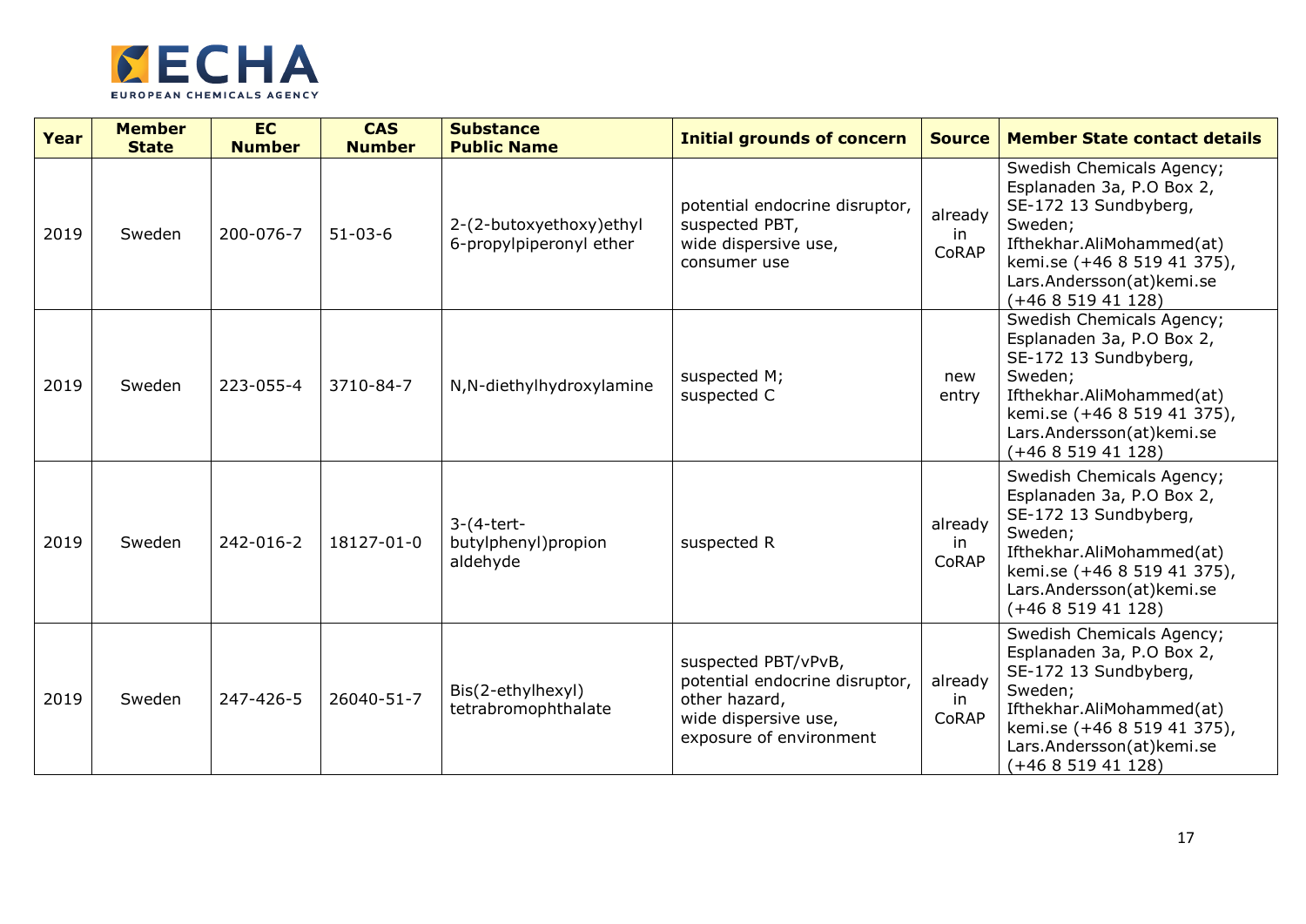| Year | Member State | EC Number | CAS Number | Substance Public Name | Initial grounds of concern | Source | Member State contact details |
|---|---|---|---|---|---|---|---|
| 2019 | Sweden | 200-076-7 | 51-03-6 | 2-(2-butoxyethoxy)ethyl 6-propylpiperonyl ether | potential endocrine disruptor, suspected PBT, wide dispersive use, consumer use | already in CoRAP | Swedish Chemicals Agency; Esplanaden 3a, P.O Box 2, SE-172 13 Sundbyberg, Sweden; Ifthekhar.AliMohammed(at) kemi.se (+46 8 519 41 375), Lars.Andersson(at)kemi.se (+46 8 519 41 128) |
| 2019 | Sweden | 223-055-4 | 3710-84-7 | N,N-diethylhydroxylamine | suspected M; suspected C | new entry | Swedish Chemicals Agency; Esplanaden 3a, P.O Box 2, SE-172 13 Sundbyberg, Sweden; Ifthekhar.AliMohammed(at) kemi.se (+46 8 519 41 375), Lars.Andersson(at)kemi.se (+46 8 519 41 128) |
| 2019 | Sweden | 242-016-2 | 18127-01-0 | 3-(4-tert-butylphenyl)propion aldehyde | suspected R | already in CoRAP | Swedish Chemicals Agency; Esplanaden 3a, P.O Box 2, SE-172 13 Sundbyberg, Sweden; Ifthekhar.AliMohammed(at) kemi.se (+46 8 519 41 375), Lars.Andersson(at)kemi.se (+46 8 519 41 128) |
| 2019 | Sweden | 247-426-5 | 26040-51-7 | Bis(2-ethylhexyl) tetrabromophthalate | suspected PBT/vPvB, potential endocrine disruptor, other hazard, wide dispersive use, exposure of environment | already in CoRAP | Swedish Chemicals Agency; Esplanaden 3a, P.O Box 2, SE-172 13 Sundbyberg, Sweden; Ifthekhar.AliMohammed(at) kemi.se (+46 8 519 41 375), Lars.Andersson(at)kemi.se (+46 8 519 41 128) |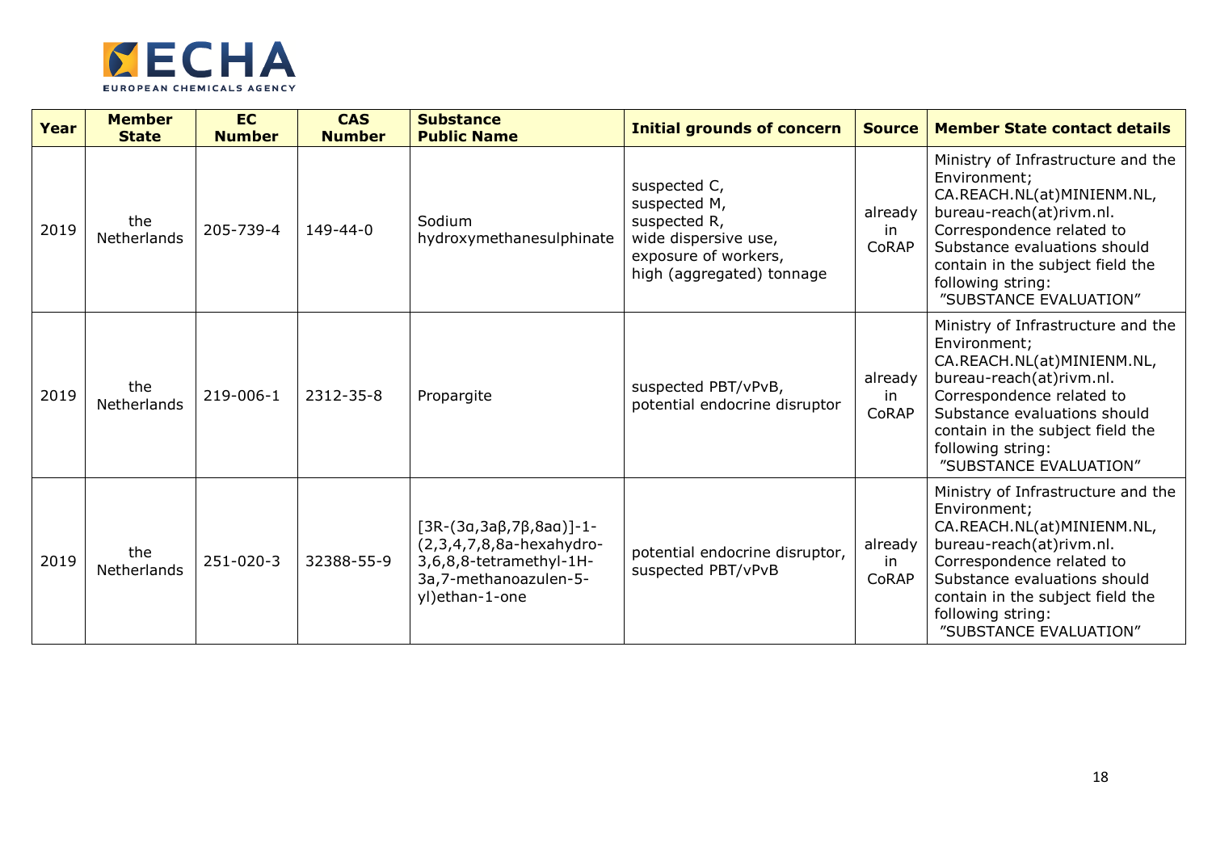| Year | Member State | EC Number | CAS Number | Substance Public Name | Initial grounds of concern | Source | Member State contact details |
|---|---|---|---|---|---|---|---|
| 2019 | the Netherlands | 205-739-4 | 149-44-0 | Sodium hydroxymethanesulphinate | suspected C, suspected M, suspected R, wide dispersive use, exposure of workers, high (aggregated) tonnage | already in CoRAP | Ministry of Infrastructure and the Environment; CA.REACH.NL(at)MINIENM.NL, bureau-reach(at)rivm.nl. Correspondence related to Substance evaluations should contain in the subject field the following string: "SUBSTANCE EVALUATION" |
| 2019 | the Netherlands | 219-006-1 | 2312-35-8 | Propargite | suspected PBT/vPvB, potential endocrine disruptor | already in CoRAP | Ministry of Infrastructure and the Environment; CA.REACH.NL(at)MINIENM.NL, bureau-reach(at)rivm.nl. Correspondence related to Substance evaluations should contain in the subject field the following string: "SUBSTANCE EVALUATION" |
| 2019 | the Netherlands | 251-020-3 | 32388-55-9 | [3R-(3α,3aβ,7β,8aα)]-1-(2,3,4,7,8,8a-hexahydro-3,6,8,8-tetramethyl-1H-3a,7-methanoazulen-5-yl)ethan-1-one | potential endocrine disruptor, suspected PBT/vPvB | already in CoRAP | Ministry of Infrastructure and the Environment; CA.REACH.NL(at)MINIENM.NL, bureau-reach(at)rivm.nl. Correspondence related to Substance evaluations should contain in the subject field the following string: "SUBSTANCE EVALUATION" |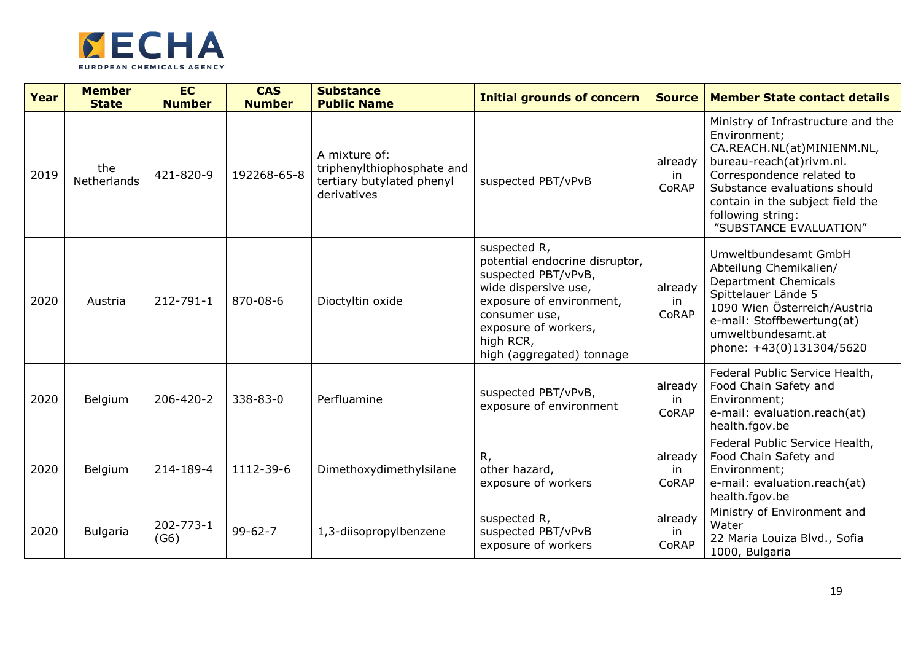| Year | Member State | EC Number | CAS Number | Substance Public Name | Initial grounds of concern | Source | Member State contact details |
|---|---|---|---|---|---|---|---|
| 2019 | the Netherlands | 421-820-9 | 192268-65-8 | A mixture of: triphenylthiophosphate and tertiary butylated phenyl derivatives | suspected PBT/vPvB | already in CoRAP | Ministry of Infrastructure and the Environment; CA.REACH.NL(at)MINIENM.NL, bureau-reach(at)rivm.nl. Correspondence related to Substance evaluations should contain in the subject field the following string: "SUBSTANCE EVALUATION" |
| 2020 | Austria | 212-791-1 | 870-08-6 | Dioctyltin oxide | suspected R, potential endocrine disruptor, suspected PBT/vPvB, wide dispersive use, exposure of environment, consumer use, exposure of workers, high RCR, high (aggregated) tonnage | already in CoRAP | Umweltbundesamt GmbH Abteilung Chemikalien/ Department Chemicals Spittelauer Lände 5 1090 Wien Österreich/Austria e-mail: Stoffbewertung(at) umweltbundesamt.at phone: +43(0)131304/5620 |
| 2020 | Belgium | 206-420-2 | 338-83-0 | Perfluamine | suspected PBT/vPvB, exposure of environment | already in CoRAP | Federal Public Service Health, Food Chain Safety and Environment; e-mail: evaluation.reach(at) health.fgov.be |
| 2020 | Belgium | 214-189-4 | 1112-39-6 | Dimethoxydimethylsilane | R, other hazard, exposure of workers | already in CoRAP | Federal Public Service Health, Food Chain Safety and Environment; e-mail: evaluation.reach(at) health.fgov.be |
| 2020 | Bulgaria | 202-773-1 (G6) | 99-62-7 | 1,3-diisopropylbenzene | suspected R, suspected PBT/vPvB exposure of workers | already in CoRAP | Ministry of Environment and Water 22 Maria Louiza Blvd., Sofia 1000, Bulgaria |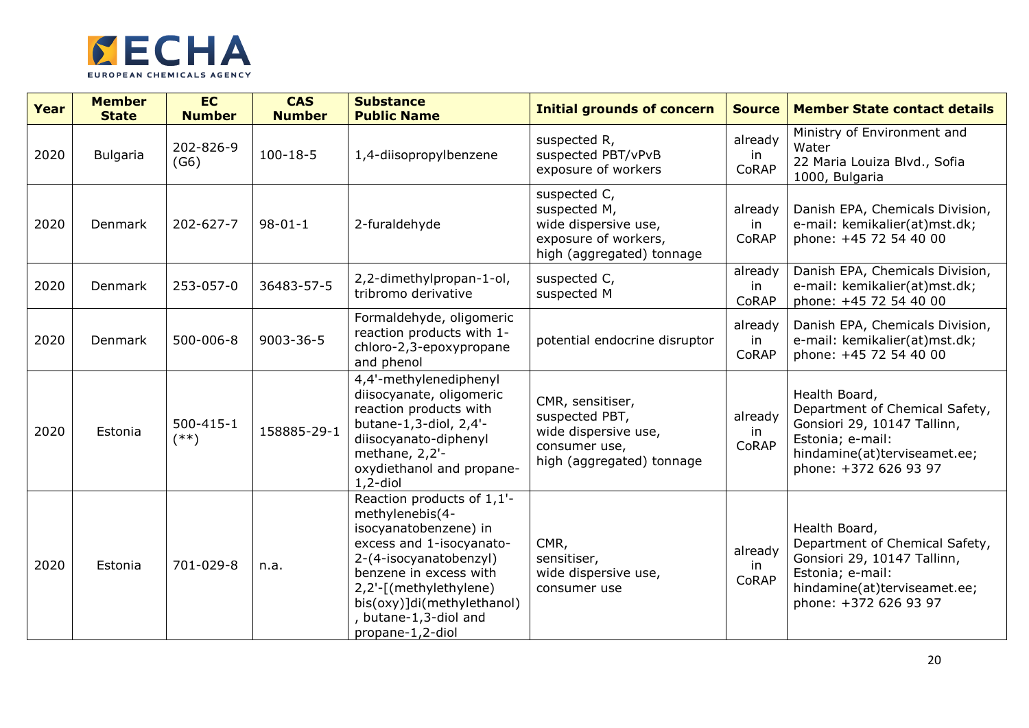| Year | Member State | EC Number | CAS Number | Substance Public Name | Initial grounds of concern | Source | Member State contact details |
|---|---|---|---|---|---|---|---|
| 2020 | Bulgaria | 202-826-9 (G6) | 100-18-5 | 1,4-diisopropylbenzene | suspected R, suspected PBT/vPvB exposure of workers | already in CoRAP | Ministry of Environment and Water 22 Maria Louiza Blvd., Sofia 1000, Bulgaria |
| 2020 | Denmark | 202-627-7 | 98-01-1 | 2-furaldehyde | suspected C, suspected M, wide dispersive use, exposure of workers, high (aggregated) tonnage | already in CoRAP | Danish EPA, Chemicals Division, e-mail: kemikalier(at)mst.dk; phone: +45 72 54 40 00 |
| 2020 | Denmark | 253-057-0 | 36483-57-5 | 2,2-dimethylpropan-1-ol, tribromo derivative | suspected C, suspected M | already in CoRAP | Danish EPA, Chemicals Division, e-mail: kemikalier(at)mst.dk; phone: +45 72 54 40 00 |
| 2020 | Denmark | 500-006-8 | 9003-36-5 | Formaldehyde, oligomeric reaction products with 1-chloro-2,3-epoxypropane and phenol | potential endocrine disruptor | already in CoRAP | Danish EPA, Chemicals Division, e-mail: kemikalier(at)mst.dk; phone: +45 72 54 40 00 |
| 2020 | Estonia | 500-415-1 (**) | 158885-29-1 | 4,4'-methylenediphenyl diisocyanate, oligomeric reaction products with butane-1,3-diol, 2,4'-diisocyanato-diphenyl methane, 2,2'-oxydiethanol and propane-1,2-diol | CMR, sensitiser, suspected PBT, wide dispersive use, consumer use, high (aggregated) tonnage | already in CoRAP | Health Board, Department of Chemical Safety, Gonsiori 29, 10147 Tallinn, Estonia; e-mail: hindamine(at)terviseamet.ee; phone: +372 626 93 97 |
| 2020 | Estonia | 701-029-8 | n.a. | Reaction products of 1,1'-methylenebis(4-isocyanatobenzene) in excess and 1-isocyanato-2-(4-isocyanatobenzyl) benzene in excess with 2,2'-[(methylethylene) bis(oxy)]di(methylethanol), butane-1,3-diol and propane-1,2-diol | CMR, sensitiser, wide dispersive use, consumer use | already in CoRAP | Health Board, Department of Chemical Safety, Gonsiori 29, 10147 Tallinn, Estonia; e-mail: hindamine(at)terviseamet.ee; phone: +372 626 93 97 |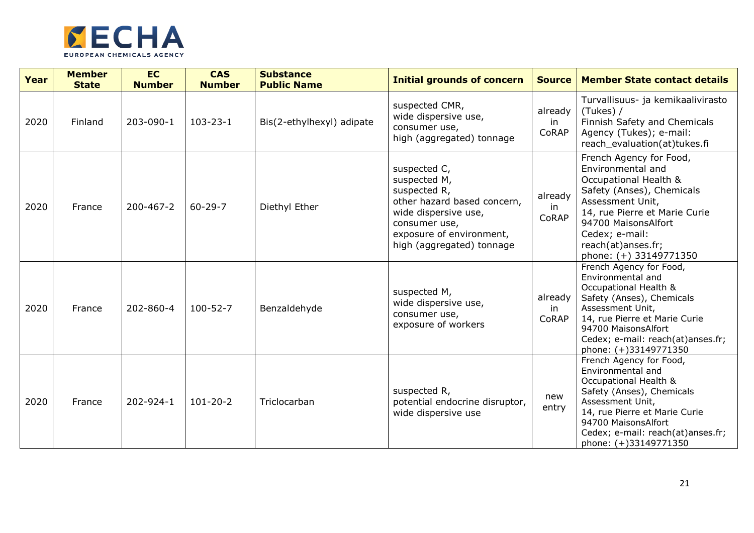| Year | Member State | EC Number | CAS Number | Substance Public Name | Initial grounds of concern | Source | Member State contact details |
|---|---|---|---|---|---|---|---|
| 2020 | Finland | 203-090-1 | 103-23-1 | Bis(2-ethylhexyl) adipate | suspected CMR, wide dispersive use, consumer use, high (aggregated) tonnage | already in CoRAP | Turvallisuus- ja kemikaalivirasto (Tukes) / Finnish Safety and Chemicals Agency (Tukes); e-mail: reach_evaluation(at)tukes.fi |
| 2020 | France | 200-467-2 | 60-29-7 | Diethyl Ether | suspected C, suspected M, suspected R, other hazard based concern, wide dispersive use, consumer use, exposure of environment, high (aggregated) tonnage | already in CoRAP | French Agency for Food, Environmental and Occupational Health & Safety (Anses), Chemicals Assessment Unit, 14, rue Pierre et Marie Curie 94700 MaisonsAlfort Cedex; e-mail: reach(at)anses.fr; phone: (+) 33149771350 |
| 2020 | France | 202-860-4 | 100-52-7 | Benzaldehyde | suspected M, wide dispersive use, consumer use, exposure of workers | already in CoRAP | French Agency for Food, Environmental and Occupational Health & Safety (Anses), Chemicals Assessment Unit, 14, rue Pierre et Marie Curie 94700 MaisonsAlfort Cedex; e-mail: reach(at)anses.fr; phone: (+)33149771350 |
| 2020 | France | 202-924-1 | 101-20-2 | Triclocarban | suspected R, potential endocrine disruptor, wide dispersive use | new entry | French Agency for Food, Environmental and Occupational Health & Safety (Anses), Chemicals Assessment Unit, 14, rue Pierre et Marie Curie 94700 MaisonsAlfort Cedex; e-mail: reach(at)anses.fr; phone: (+)33149771350 |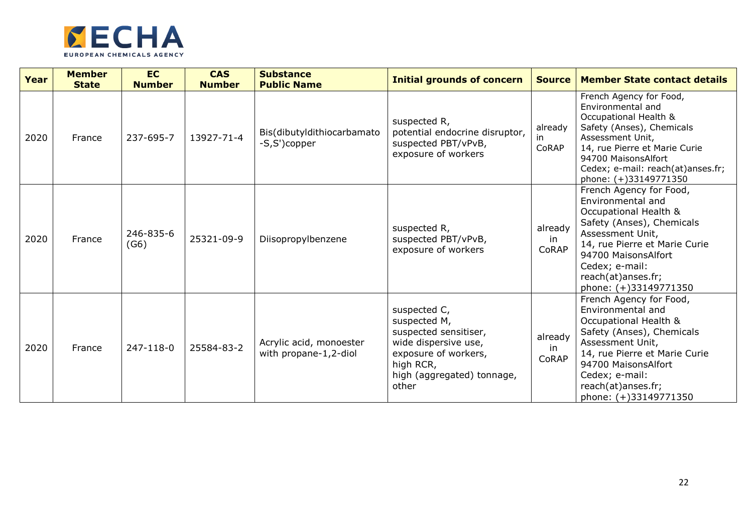| Year | Member State | EC Number | CAS Number | Substance Public Name | Initial grounds of concern | Source | Member State contact details |
|---|---|---|---|---|---|---|---|
| 2020 | France | 237-695-7 | 13927-71-4 | Bis(dibutyldithiocarbamato-S,S')copper | suspected R, potential endocrine disruptor, suspected PBT/vPvB, exposure of workers | already in CoRAP | French Agency for Food, Environmental and Occupational Health & Safety (Anses), Chemicals Assessment Unit, 14, rue Pierre et Marie Curie 94700 MaisonsAlfort Cedex; e-mail: reach(at)anses.fr; phone: (+)33149771350 |
| 2020 | France | 246-835-6 (G6) | 25321-09-9 | Diisopropylbenzene | suspected R, suspected PBT/vPvB, exposure of workers | already in CoRAP | French Agency for Food, Environmental and Occupational Health & Safety (Anses), Chemicals Assessment Unit, 14, rue Pierre et Marie Curie 94700 MaisonsAlfort Cedex; e-mail: reach(at)anses.fr; phone: (+)33149771350 |
| 2020 | France | 247-118-0 | 25584-83-2 | Acrylic acid, monoester with propane-1,2-diol | suspected C, suspected M, suspected sensitiser, wide dispersive use, exposure of workers, high RCR, high (aggregated) tonnage, other | already in CoRAP | French Agency for Food, Environmental and Occupational Health & Safety (Anses), Chemicals Assessment Unit, 14, rue Pierre et Marie Curie 94700 MaisonsAlfort Cedex; e-mail: reach(at)anses.fr; phone: (+)33149771350 |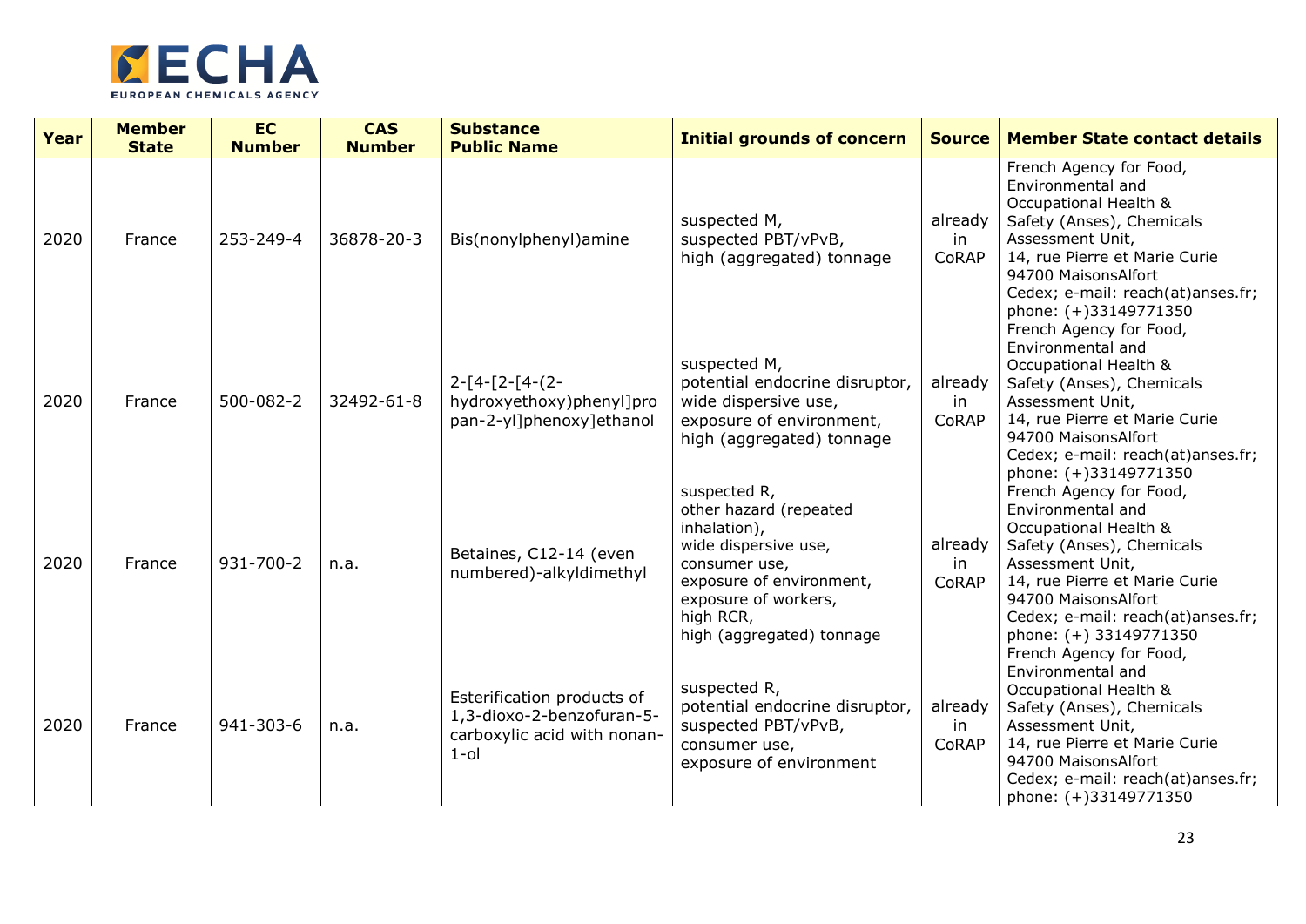| Year | Member State | EC Number | CAS Number | Substance Public Name | Initial grounds of concern | Source | Member State contact details |
| --- | --- | --- | --- | --- | --- | --- | --- |
| 2020 | France | 253-249-4 | 36878-20-3 | Bis(nonylphenyl)amine | suspected M, suspected PBT/vPvB, high (aggregated) tonnage | already in CoRAP | French Agency for Food, Environmental and Occupational Health & Safety (Anses), Chemicals Assessment Unit, 14, rue Pierre et Marie Curie 94700 MaisonsAlfort Cedex; e-mail: reach(at)anses.fr; phone: (+)33149771350 |
| 2020 | France | 500-082-2 | 32492-61-8 | 2-[4-[2-[4-(2-hydroxyethoxy)phenyl]propan-2-yl]phenoxy]ethanol | suspected M, potential endocrine disruptor, wide dispersive use, exposure of environment, high (aggregated) tonnage | already in CoRAP | French Agency for Food, Environmental and Occupational Health & Safety (Anses), Chemicals Assessment Unit, 14, rue Pierre et Marie Curie 94700 MaisonsAlfort Cedex; e-mail: reach(at)anses.fr; phone: (+)33149771350 |
| 2020 | France | 931-700-2 | n.a. | Betaines, C12-14 (even numbered)-alkyldimethyl | suspected R, other hazard (repeated inhalation), wide dispersive use, consumer use, exposure of environment, exposure of workers, high RCR, high (aggregated) tonnage | already in CoRAP | French Agency for Food, Environmental and Occupational Health & Safety (Anses), Chemicals Assessment Unit, 14, rue Pierre et Marie Curie 94700 MaisonsAlfort Cedex; e-mail: reach(at)anses.fr; phone: (+) 33149771350 |
| 2020 | France | 941-303-6 | n.a. | Esterification products of 1,3-dioxo-2-benzofuran-5-carboxylic acid with nonan-1-ol | suspected R, potential endocrine disruptor, suspected PBT/vPvB, consumer use, exposure of environment | already in CoRAP | French Agency for Food, Environmental and Occupational Health & Safety (Anses), Chemicals Assessment Unit, 14, rue Pierre et Marie Curie 94700 MaisonsAlfort Cedex; e-mail: reach(at)anses.fr; phone: (+)33149771350 |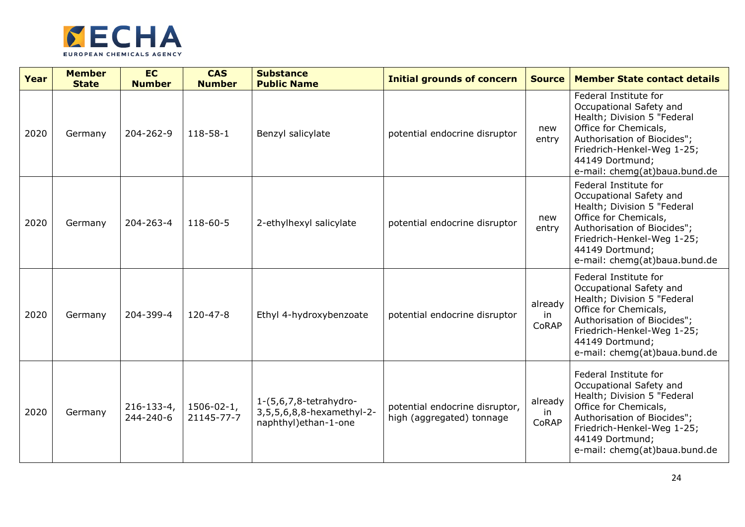| Year | Member State | EC Number | CAS Number | Substance Public Name | Initial grounds of concern | Source | Member State contact details |
|---|---|---|---|---|---|---|---|
| 2020 | Germany | 204-262-9 | 118-58-1 | Benzyl salicylate | potential endocrine disruptor | new entry | Federal Institute for Occupational Safety and Health; Division 5 "Federal Office for Chemicals, Authorisation of Biocides"; Friedrich-Henkel-Weg 1-25; 44149 Dortmund; e-mail: chemg(at)baua.bund.de |
| 2020 | Germany | 204-263-4 | 118-60-5 | 2-ethylhexyl salicylate | potential endocrine disruptor | new entry | Federal Institute for Occupational Safety and Health; Division 5 "Federal Office for Chemicals, Authorisation of Biocides"; Friedrich-Henkel-Weg 1-25; 44149 Dortmund; e-mail: chemg(at)baua.bund.de |
| 2020 | Germany | 204-399-4 | 120-47-8 | Ethyl 4-hydroxybenzoate | potential endocrine disruptor | already in CoRAP | Federal Institute for Occupational Safety and Health; Division 5 "Federal Office for Chemicals, Authorisation of Biocides"; Friedrich-Henkel-Weg 1-25; 44149 Dortmund; e-mail: chemg(at)baua.bund.de |
| 2020 | Germany | 216-133-4, 244-240-6 | 1506-02-1, 21145-77-7 | 1-(5,6,7,8-tetrahydro-3,5,5,6,8,8-hexamethyl-2-naphthyl)ethan-1-one | potential endocrine disruptor, high (aggregated) tonnage | already in CoRAP | Federal Institute for Occupational Safety and Health; Division 5 "Federal Office for Chemicals, Authorisation of Biocides"; Friedrich-Henkel-Weg 1-25; 44149 Dortmund; e-mail: chemg(at)baua.bund.de |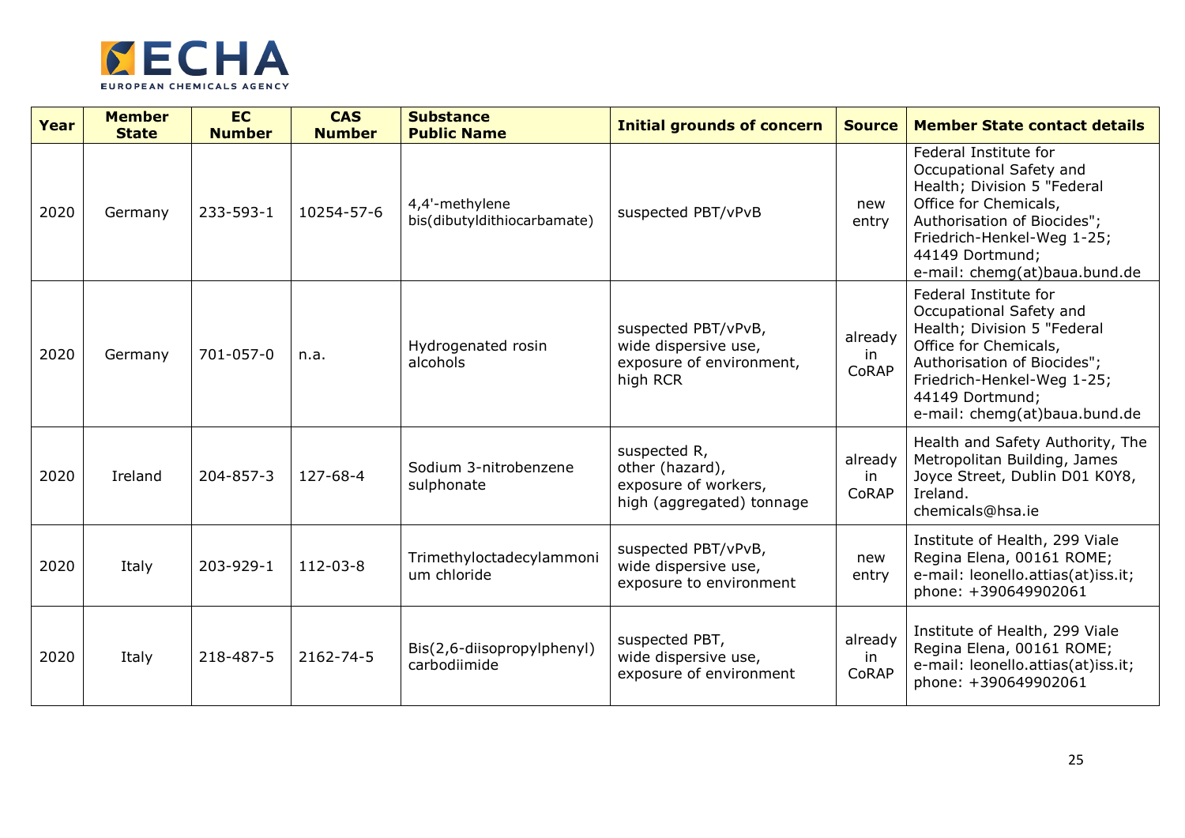| Year | Member State | EC Number | CAS Number | Substance Public Name | Initial grounds of concern | Source | Member State contact details |
|---|---|---|---|---|---|---|---|
| 2020 | Germany | 233-593-1 | 10254-57-6 | 4,4'-methylene bis(dibutyldithiocarbamate) | suspected PBT/vPvB | new entry | Federal Institute for Occupational Safety and Health; Division 5 "Federal Office for Chemicals, Authorisation of Biocides"; Friedrich-Henkel-Weg 1-25; 44149 Dortmund; e-mail: chemg(at)baua.bund.de |
| 2020 | Germany | 701-057-0 | n.a. | Hydrogenated rosin alcohols | suspected PBT/vPvB, wide dispersive use, exposure of environment, high RCR | already in CoRAP | Federal Institute for Occupational Safety and Health; Division 5 "Federal Office for Chemicals, Authorisation of Biocides"; Friedrich-Henkel-Weg 1-25; 44149 Dortmund; e-mail: chemg(at)baua.bund.de |
| 2020 | Ireland | 204-857-3 | 127-68-4 | Sodium 3-nitrobenzene sulphonate | suspected R, other (hazard), exposure of workers, high (aggregated) tonnage | already in CoRAP | Health and Safety Authority, The Metropolitan Building, James Joyce Street, Dublin D01 K0Y8, Ireland. chemicals@hsa.ie |
| 2020 | Italy | 203-929-1 | 112-03-8 | Trimethyloctadecylammonium chloride | suspected PBT/vPvB, wide dispersive use, exposure to environment | new entry | Institute of Health, 299 Viale Regina Elena, 00161 ROME; e-mail: leonello.attias(at)iss.it; phone: +390649902061 |
| 2020 | Italy | 218-487-5 | 2162-74-5 | Bis(2,6-diisopropylphenyl) carbodiimide | suspected PBT, wide dispersive use, exposure of environment | already in CoRAP | Institute of Health, 299 Viale Regina Elena, 00161 ROME; e-mail: leonello.attias(at)iss.it; phone: +390649902061 |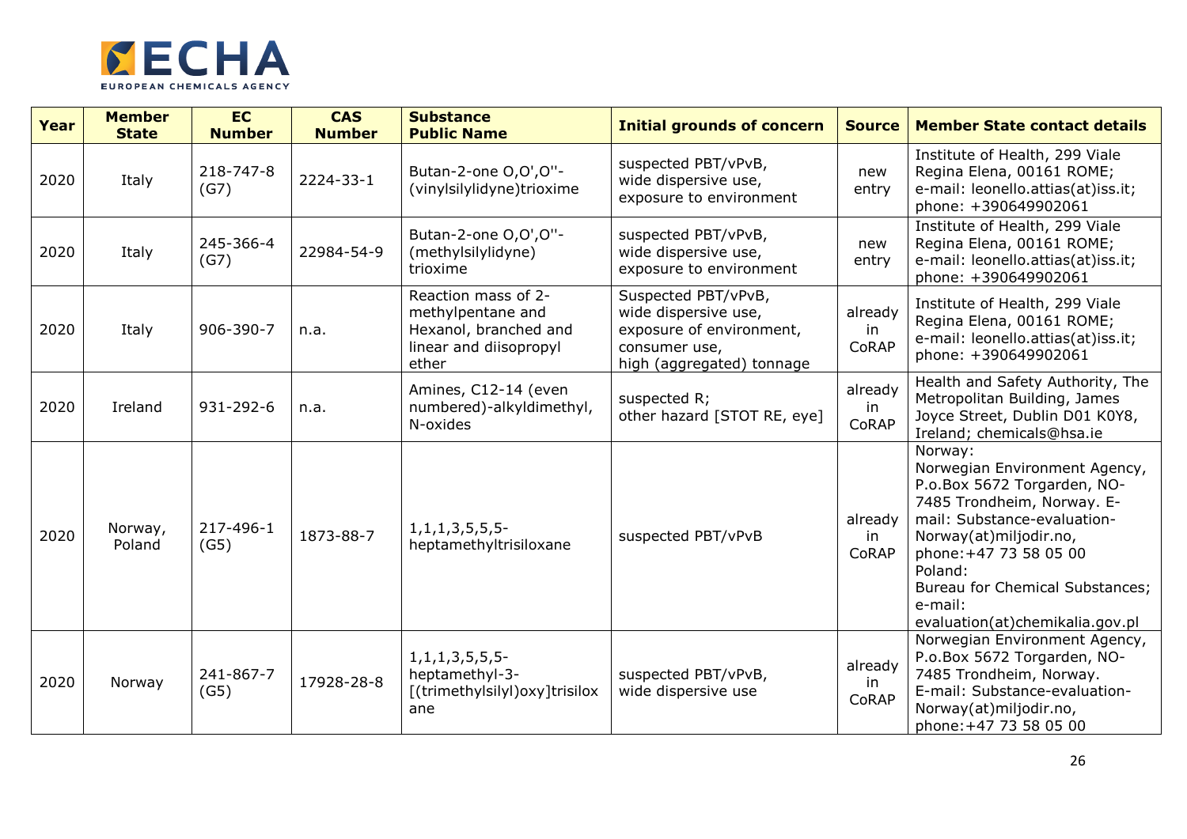| Year | Member State | EC Number | CAS Number | Substance Public Name | Initial grounds of concern | Source | Member State contact details |
|---|---|---|---|---|---|---|---|
| 2020 | Italy | 218-747-8 (G7) | 2224-33-1 | Butan-2-one O,O',O''-(vinylsilylidyne)trioxime | suspected PBT/vPvB, wide dispersive use, exposure to environment | new entry | Institute of Health, 299 Viale Regina Elena, 00161 ROME; e-mail: leonello.attias(at)iss.it; phone: +390649902061 |
| 2020 | Italy | 245-366-4 (G7) | 22984-54-9 | Butan-2-one O,O',O''-(methylsilylidyne) trioxime | suspected PBT/vPvB, wide dispersive use, exposure to environment | new entry | Institute of Health, 299 Viale Regina Elena, 00161 ROME; e-mail: leonello.attias(at)iss.it; phone: +390649902061 |
| 2020 | Italy | 906-390-7 | n.a. | Reaction mass of 2-methylpentane and Hexanol, branched and linear and diisopropyl ether | Suspected PBT/vPvB, wide dispersive use, exposure of environment, consumer use, high (aggregated) tonnage | already in CoRAP | Institute of Health, 299 Viale Regina Elena, 00161 ROME; e-mail: leonello.attias(at)iss.it; phone: +390649902061 |
| 2020 | Ireland | 931-292-6 | n.a. | Amines, C12-14 (even numbered)-alkyldimethyl, N-oxides | suspected R; other hazard [STOT RE, eye] | already in CoRAP | Health and Safety Authority, The Metropolitan Building, James Joyce Street, Dublin D01 K0Y8, Ireland; chemicals@hsa.ie |
| 2020 | Norway, Poland | 217-496-1 (G5) | 1873-88-7 | 1,1,1,3,5,5,5-heptamethyltrisiloxane | suspected PBT/vPvB | already in CoRAP | Norway: Norwegian Environment Agency, P.o.Box 5672 Torgarden, NO-7485 Trondheim, Norway. E-mail: Substance-evaluation-Norway(at)miljodir.no, phone:+47 73 58 05 00 Poland: Bureau for Chemical Substances; e-mail: evaluation(at)chemikalia.gov.pl |
| 2020 | Norway | 241-867-7 (G5) | 17928-28-8 | 1,1,1,3,5,5,5-heptamethyl-3-[(trimethylsilyl)oxy]trisiloxane | suspected PBT/vPvB, wide dispersive use | already in CoRAP | Norwegian Environment Agency, P.o.Box 5672 Torgarden, NO-7485 Trondheim, Norway. E-mail: Substance-evaluation-Norway(at)miljodir.no, phone:+47 73 58 05 00 |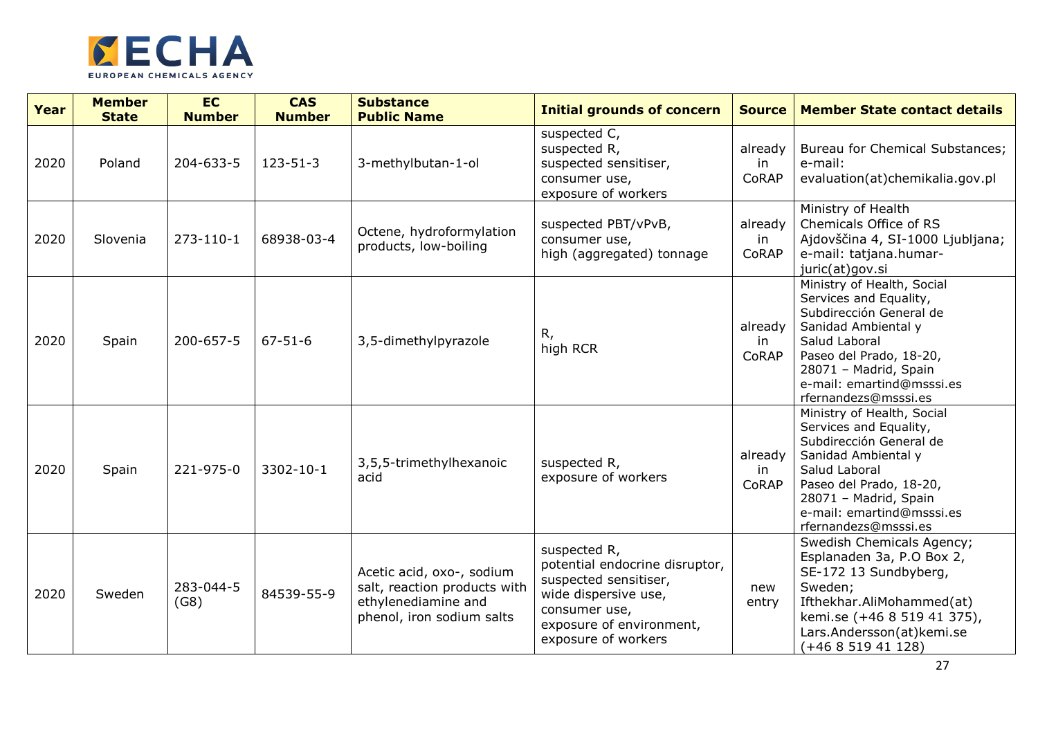| Year | Member State | EC Number | CAS Number | Substance Public Name | Initial grounds of concern | Source | Member State contact details |
|---|---|---|---|---|---|---|---|
| 2020 | Poland | 204-633-5 | 123-51-3 | 3-methylbutan-1-ol | suspected C, suspected R, suspected sensitiser, consumer use, exposure of workers | already in CoRAP | Bureau for Chemical Substances; e-mail: evaluation(at)chemikalia.gov.pl |
| 2020 | Slovenia | 273-110-1 | 68938-03-4 | Octene, hydroformylation products, low-boiling | suspected PBT/vPvB, consumer use, high (aggregated) tonnage | already in CoRAP | Ministry of Health Chemicals Office of RS Ajdovščina 4, SI-1000 Ljubljana; e-mail: tatjana.humar-juric(at)gov.si |
| 2020 | Spain | 200-657-5 | 67-51-6 | 3,5-dimethylpyrazole | R, high RCR | already in CoRAP | Ministry of Health, Social Services and Equality, Subdirección General de Sanidad Ambiental y Salud Laboral Paseo del Prado, 18-20, 28071 – Madrid, Spain e-mail: emartind@msssi.es rfernandezs@msssi.es |
| 2020 | Spain | 221-975-0 | 3302-10-1 | 3,5,5-trimethylhexanoic acid | suspected R, exposure of workers | already in CoRAP | Ministry of Health, Social Services and Equality, Subdirección General de Sanidad Ambiental y Salud Laboral Paseo del Prado, 18-20, 28071 – Madrid, Spain e-mail: emartind@msssi.es rfernandezs@msssi.es |
| 2020 | Sweden | 283-044-5 (G8) | 84539-55-9 | Acetic acid, oxo-, sodium salt, reaction products with ethylenediamine and phenol, iron sodium salts | suspected R, potential endocrine disruptor, suspected sensitiser, wide dispersive use, consumer use, exposure of environment, exposure of workers | new entry | Swedish Chemicals Agency; Esplanaden 3a, P.O Box 2, SE-172 13 Sundbyberg, Sweden; Ifthekhar.AliMohammed(at) kemi.se (+46 8 519 41 375), Lars.Andersson(at)kemi.se (+46 8 519 41 128) |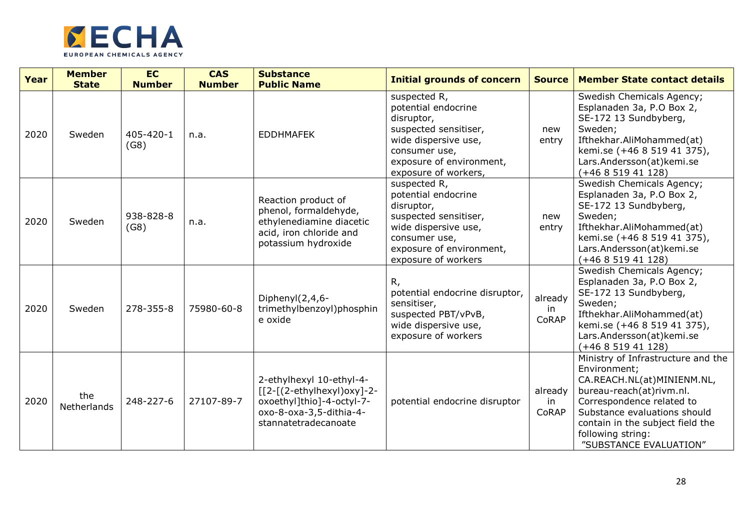| Year | Member State | EC Number | CAS Number | Substance Public Name | Initial grounds of concern | Source | Member State contact details |
|---|---|---|---|---|---|---|---|
| 2020 | Sweden | 405-420-1 (G8) | n.a. | EDDHMAFEK | suspected R, potential endocrine disruptor, suspected sensitiser, wide dispersive use, consumer use, exposure of environment, exposure of workers, | new entry | Swedish Chemicals Agency; Esplanaden 3a, P.O Box 2, SE-172 13 Sundbyberg, Sweden; Ifthekhar.AliMohammed(at) kemi.se (+46 8 519 41 375), Lars.Andersson(at)kemi.se (+46 8 519 41 128) |
| 2020 | Sweden | 938-828-8 (G8) | n.a. | Reaction product of phenol, formaldehyde, ethylenediamine diacetic acid, iron chloride and potassium hydroxide | suspected R, potential endocrine disruptor, suspected sensitiser, wide dispersive use, consumer use, exposure of environment, exposure of workers | new entry | Swedish Chemicals Agency; Esplanaden 3a, P.O Box 2, SE-172 13 Sundbyberg, Sweden; Ifthekhar.AliMohammed(at) kemi.se (+46 8 519 41 375), Lars.Andersson(at)kemi.se (+46 8 519 41 128) |
| 2020 | Sweden | 278-355-8 | 75980-60-8 | Diphenyl(2,4,6-trimethylbenzoyl)phosphine oxide | R, potential endocrine disruptor, sensitiser, suspected PBT/vPvB, wide dispersive use, exposure of workers | already in CoRAP | Swedish Chemicals Agency; Esplanaden 3a, P.O Box 2, SE-172 13 Sundbyberg, Sweden; Ifthekhar.AliMohammed(at) kemi.se (+46 8 519 41 375), Lars.Andersson(at)kemi.se (+46 8 519 41 128) |
| 2020 | the Netherlands | 248-227-6 | 27107-89-7 | 2-ethylhexyl 10-ethyl-4-[[2-[(2-ethylhexyl)oxy]-2-oxoethyl]thio]-4-octyl-7-oxo-8-oxa-3,5-dithia-4-stannatetradecanoate | potential endocrine disruptor | already in CoRAP | Ministry of Infrastructure and the Environment; CA.REACH.NL(at)MINIENM.NL, bureau-reach(at)rivm.nl. Correspondence related to Substance evaluations should contain in the subject field the following string: "SUBSTANCE EVALUATION" |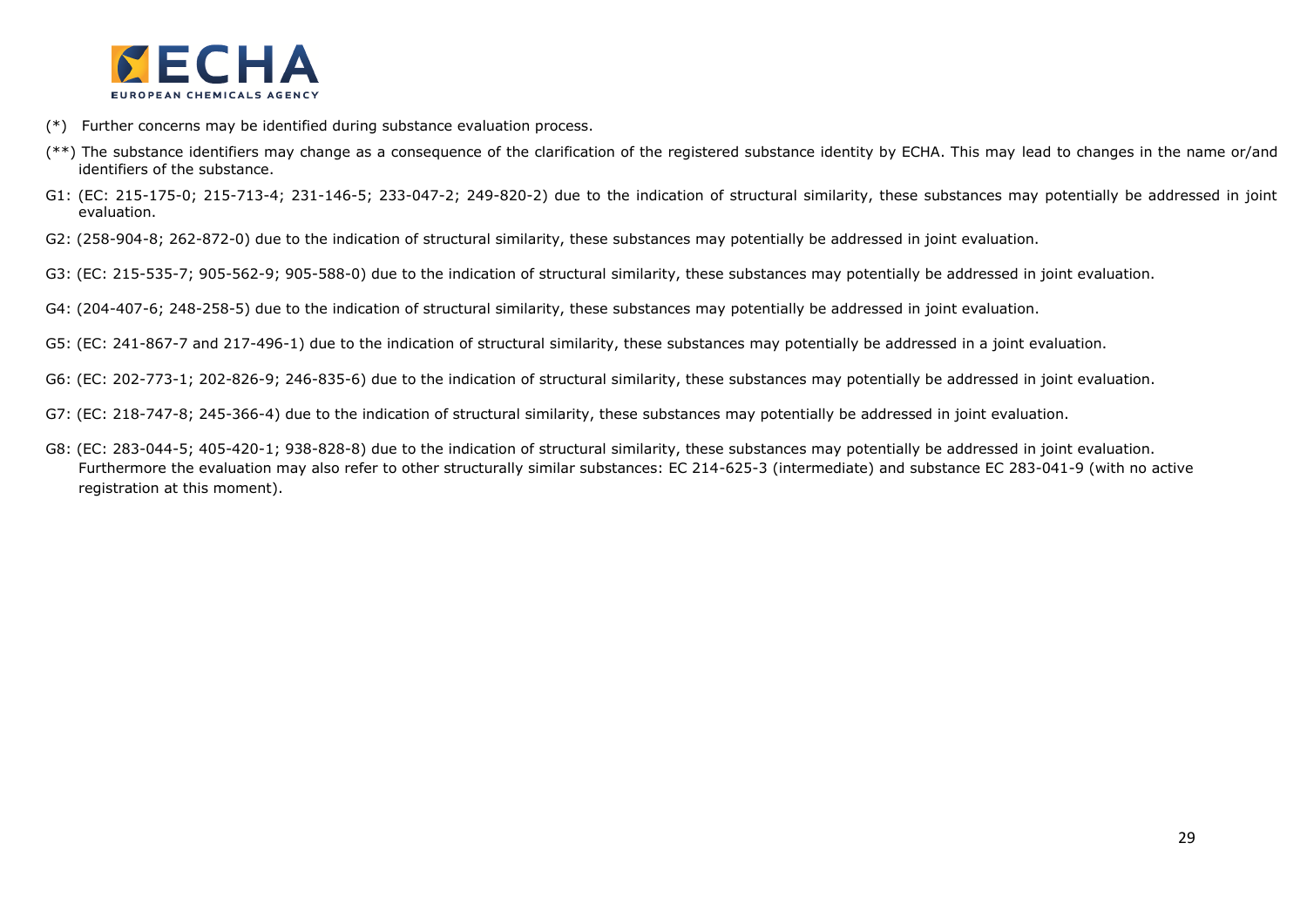(*) Further concerns may be identified during substance evaluation process.

(**) The substance identifiers may change as a consequence of the clarification of the registered substance identity by ECHA. This may lead to changes in the name or/and identifiers of the substance.

G1: (EC: 215-175-0; 215-713-4; 231-146-5; 233-047-2; 249-820-2) due to the indication of structural similarity, these substances may potentially be addressed in joint evaluation.

G2: (258-904-8; 262-872-0) due to the indication of structural similarity, these substances may potentially be addressed in joint evaluation.

G3: (EC: 215-535-7; 905-562-9; 905-588-0) due to the indication of structural similarity, these substances may potentially be addressed in joint evaluation.

G4: (204-407-6; 248-258-5) due to the indication of structural similarity, these substances may potentially be addressed in joint evaluation.

G5: (EC: 241-867-7 and 217-496-1) due to the indication of structural similarity, these substances may potentially be addressed in a joint evaluation.

G6: (EC: 202-773-1; 202-826-9; 246-835-6) due to the indication of structural similarity, these substances may potentially be addressed in joint evaluation.

G7: (EC: 218-747-8; 245-366-4) due to the indication of structural similarity, these substances may potentially be addressed in joint evaluation.

G8: (EC: 283-044-5; 405-420-1; 938-828-8) due to the indication of structural similarity, these substances may potentially be addressed in joint evaluation. Furthermore the evaluation may also refer to other structurally similar substances: EC 214-625-3 (intermediate) and substance EC 283-041-9 (with no active registration at this moment).